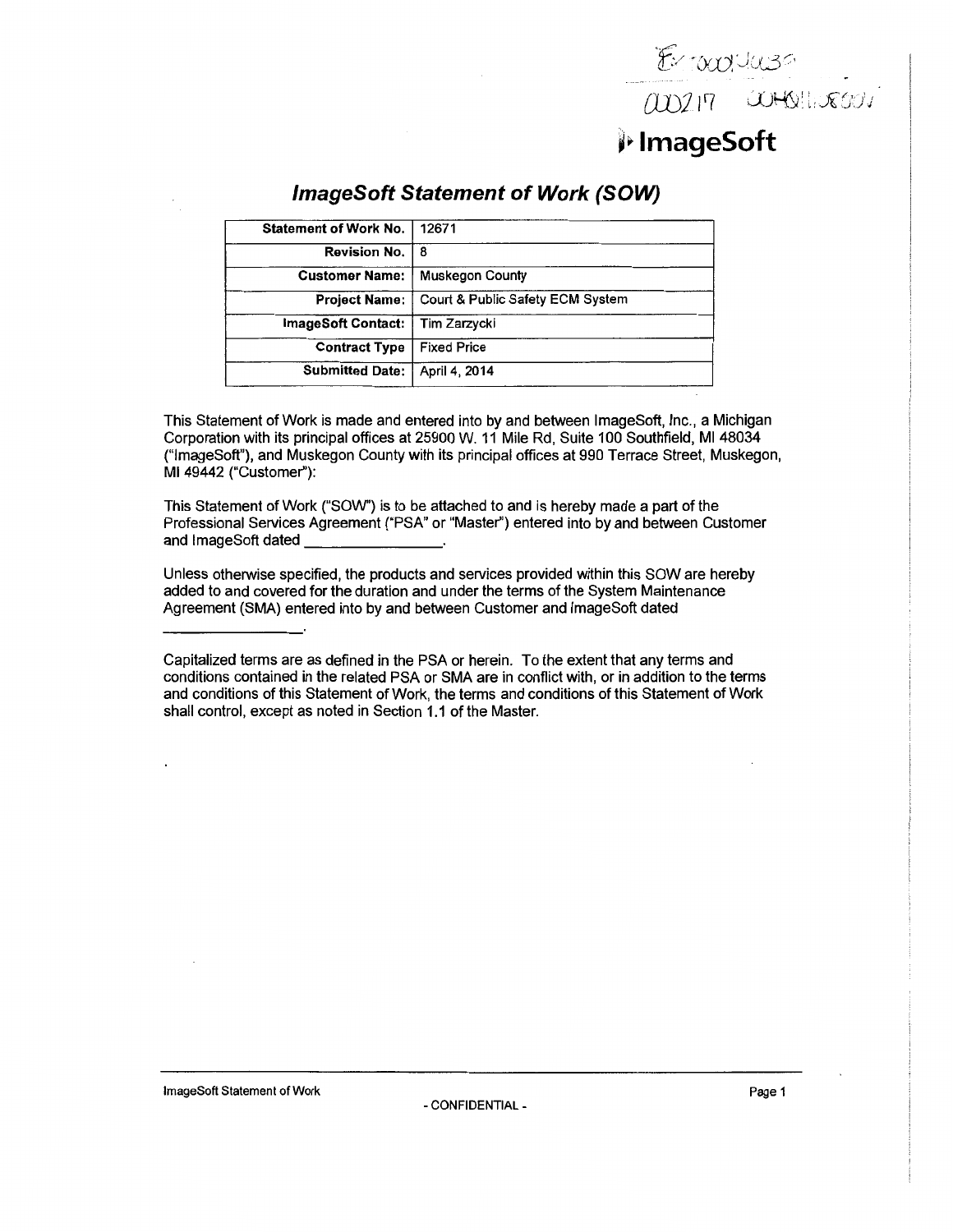# ImageSoft

## *ImageSoft Statement of Work (SOW)*

| Statement of Work No. | 12671 |
|---|---|
| Revision No. | 8 |
| Customer Name: | Muskegon County |
| Project Name: | Court & Public Safety ECM System |
| ImageSoft Contact: | Tim Zarzycki |
| Contract Type | Fixed Price |
| Submitted Date: | April 4, 2014 |

This Statement of Work is made and entered into by and between ImageSoft, Inc., a Michigan Corporation with its principal offices at 25900 W. 11 Mile Rd, Suite 100 Southfield, MI 48034 ("ImageSoft"), and Muskegon County with its principal offices at 990 Terrace Street, Muskegon, MI 49442 ("Customer"):

This Statement of Work ("SOW") is to be attached to and is hereby made a part of the Professional Services Agreement ("PSA" or "Master") entered into by and between Customer and ImageSoft dated ________________.

Unless otherwise specified, the products and services provided within this SOW are hereby added to and covered for the duration and under the terms of the System Maintenance Agreement (SMA) entered into by and between Customer and ImageSoft dated ________________.

Capitalized terms are as defined in the PSA or herein. To the extent that any terms and conditions contained in the related PSA or SMA are in conflict with, or in addition to the terms and conditions of this Statement of Work, the terms and conditions of this Statement of Work shall control, except as noted in Section 1.1 of the Master.

\- CONFIDENTIAL -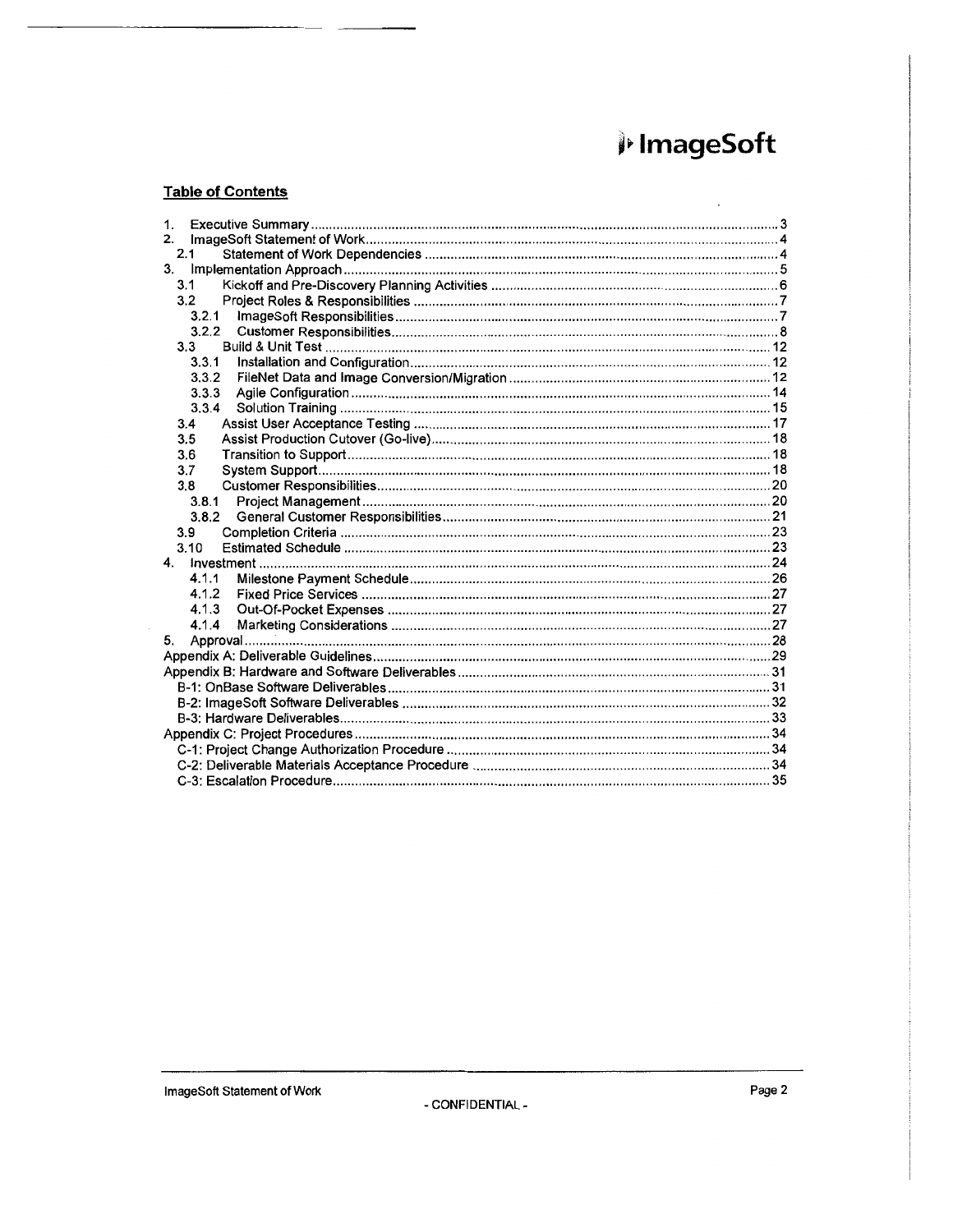ImageSoft

**Table of Contents**

| | | |
|---|---|---|
| 1. | Executive Summary | 3 |
| 2. | ImageSoft Statement of Work | 4 |
| 2.1 | Statement of Work Dependencies | 4 |
| 3. | Implementation Approach | 5 |
| 3.1 | Kickoff and Pre-Discovery Planning Activities | 6 |
| 3.2 | Project Roles & Responsibilities | 7 |
| 3.2.1 | ImageSoft Responsibilities | 7 |
| 3.2.2 | Customer Responsibilities | 8 |
| 3.3 | Build & Unit Test | 12 |
| 3.3.1 | Installation and Configuration | 12 |
| 3.3.2 | FileNet Data and Image Conversion/Migration | 12 |
| 3.3.3 | Agile Configuration | 14 |
| 3.3.4 | Solution Training | 15 |
| 3.4 | Assist User Acceptance Testing | 17 |
| 3.5 | Assist Production Cutover (Go-live) | 18 |
| 3.6 | Transition to Support | 18 |
| 3.7 | System Support | 18 |
| 3.8 | Customer Responsibilities | 20 |
| 3.8.1 | Project Management | 20 |
| 3.8.2 | General Customer Responsibilities | 21 |
| 3.9 | Completion Criteria | 23 |
| 3.10 | Estimated Schedule | 23 |
| 4. | Investment | 24 |
| 4.1.1 | Milestone Payment Schedule | 26 |
| 4.1.2 | Fixed Price Services | 27 |
| 4.1.3 | Out-Of-Pocket Expenses | 27 |
| 4.1.4 | Marketing Considerations | 27 |
| 5. | Approval | 28 |
| | Appendix A: Deliverable Guidelines | 29 |
| | Appendix B: Hardware and Software Deliverables | 31 |
| | B-1: OnBase Software Deliverables | 31 |
| | B-2: ImageSoft Software Deliverables | 32 |
| | B-3: Hardware Deliverables | 33 |
| | Appendix C: Project Procedures | 34 |
| | C-1: Project Change Authorization Procedure | 34 |
| | C-2: Deliverable Materials Acceptance Procedure | 34 |
| | C-3: Escalation Procedure | 35 |

- CONFIDENTIAL -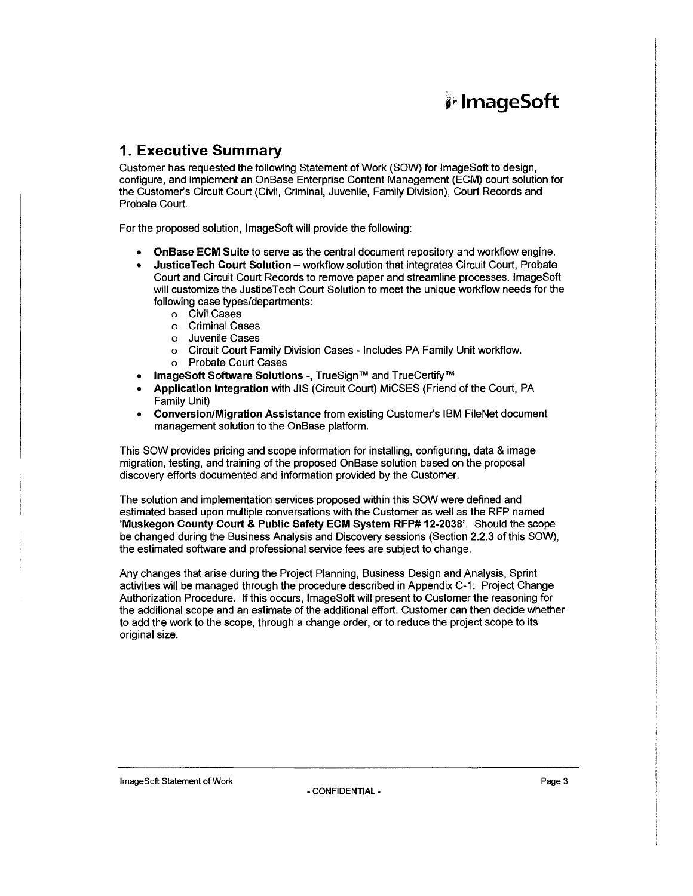# 1. Executive Summary

Customer has requested the following Statement of Work (SOW) for ImageSoft to design, configure, and implement an OnBase Enterprise Content Management (ECM) court solution for the Customer's Circuit Court (Civil, Criminal, Juvenile, Family Division), Court Records and Probate Court.

For the proposed solution, ImageSoft will provide the following:

- **OnBase ECM Suite** to serve as the central document repository and workflow engine.
- **JusticeTech Court Solution** – workflow solution that integrates Circuit Court, Probate Court and Circuit Court Records to remove paper and streamline processes. ImageSoft will customize the JusticeTech Court Solution to meet the unique workflow needs for the following case types/departments:
  - Civil Cases
  - Criminal Cases
  - Juvenile Cases
  - Circuit Court Family Division Cases - Includes PA Family Unit workflow.
  - Probate Court Cases
- **ImageSoft Software Solutions** -, TrueSign™ and TrueCertify™
- **Application Integration** with JIS (Circuit Court) MiCSES (Friend of the Court, PA Family Unit)
- **Conversion/Migration Assistance** from existing Customer's IBM FileNet document management solution to the OnBase platform.

This SOW provides pricing and scope information for installing, configuring, data & image migration, testing, and training of the proposed OnBase solution based on the proposal discovery efforts documented and information provided by the Customer.

The solution and implementation services proposed within this SOW were defined and estimated based upon multiple conversations with the Customer as well as the RFP named **'Muskegon County Court & Public Safety ECM System RFP# 12-2038'**. Should the scope be changed during the Business Analysis and Discovery sessions (Section 2.2.3 of this SOW), the estimated software and professional service fees are subject to change.

Any changes that arise during the Project Planning, Business Design and Analysis, Sprint activities will be managed through the procedure described in Appendix C-1: Project Change Authorization Procedure. If this occurs, ImageSoft will present to Customer the reasoning for the additional scope and an estimate of the additional effort. Customer can then decide whether to add the work to the scope, through a change order, or to reduce the project scope to its original size.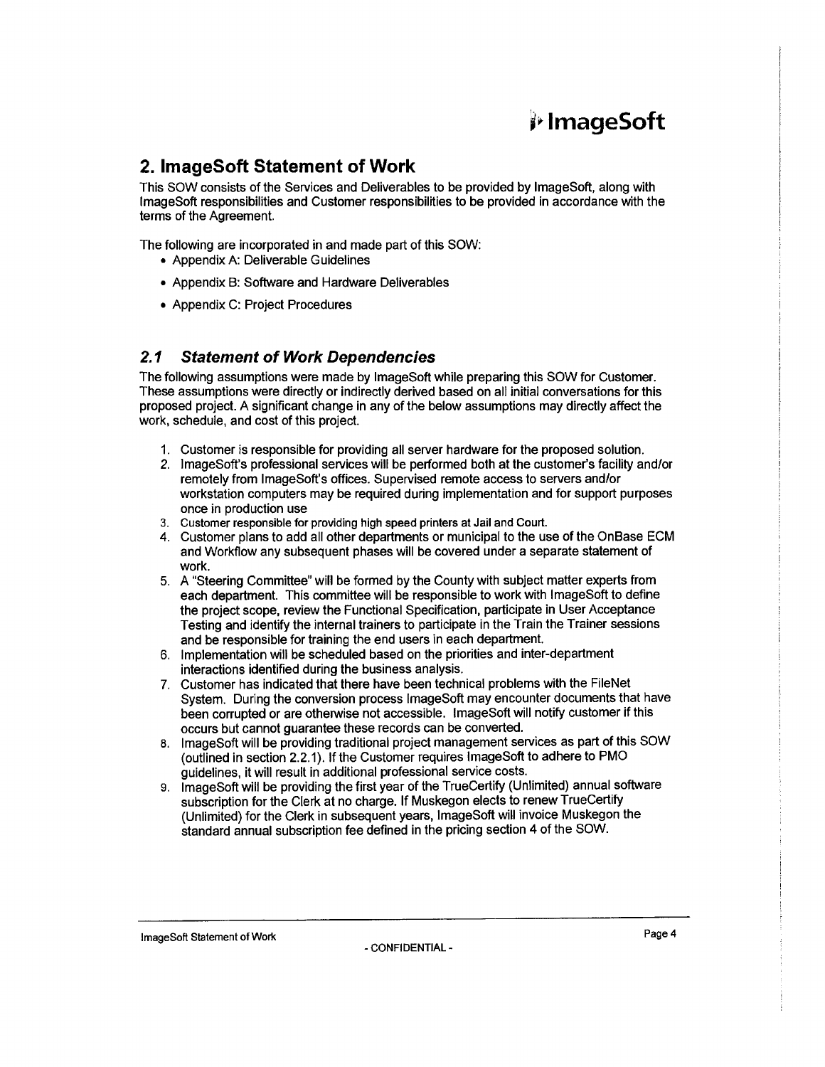## 2. ImageSoft Statement of Work

This SOW consists of the Services and Deliverables to be provided by ImageSoft, along with ImageSoft responsibilities and Customer responsibilities to be provided in accordance with the terms of the Agreement.

The following are incorporated in and made part of this SOW:

- Appendix A: Deliverable Guidelines
- Appendix B: Software and Hardware Deliverables
- Appendix C: Project Procedures

### *2.1 Statement of Work Dependencies*

The following assumptions were made by ImageSoft while preparing this SOW for Customer. These assumptions were directly or indirectly derived based on all initial conversations for this proposed project. A significant change in any of the below assumptions may directly affect the work, schedule, and cost of this project.

1. Customer is responsible for providing all server hardware for the proposed solution.
2. ImageSoft's professional services will be performed both at the customer's facility and/or remotely from ImageSoft's offices. Supervised remote access to servers and/or workstation computers may be required during implementation and for support purposes once in production use
3. Customer responsible for providing high speed printers at Jail and Court.
4. Customer plans to add all other departments or municipal to the use of the OnBase ECM and Workflow any subsequent phases will be covered under a separate statement of work.
5. A "Steering Committee" will be formed by the County with subject matter experts from each department. This committee will be responsible to work with ImageSoft to define the project scope, review the Functional Specification, participate in User Acceptance Testing and identify the internal trainers to participate in the Train the Trainer sessions and be responsible for training the end users in each department.
6. Implementation will be scheduled based on the priorities and inter-department interactions identified during the business analysis.
7. Customer has indicated that there have been technical problems with the FileNet System. During the conversion process ImageSoft may encounter documents that have been corrupted or are otherwise not accessible. ImageSoft will notify customer if this occurs but cannot guarantee these records can be converted.
8. ImageSoft will be providing traditional project management services as part of this SOW (outlined in section 2.2.1). If the Customer requires ImageSoft to adhere to PMO guidelines, it will result in additional professional service costs.
9. ImageSoft will be providing the first year of the TrueCertify (Unlimited) annual software subscription for the Clerk at no charge. If Muskegon elects to renew TrueCertify (Unlimited) for the Clerk in subsequent years, ImageSoft will invoice Muskegon the standard annual subscription fee defined in the pricing section 4 of the SOW.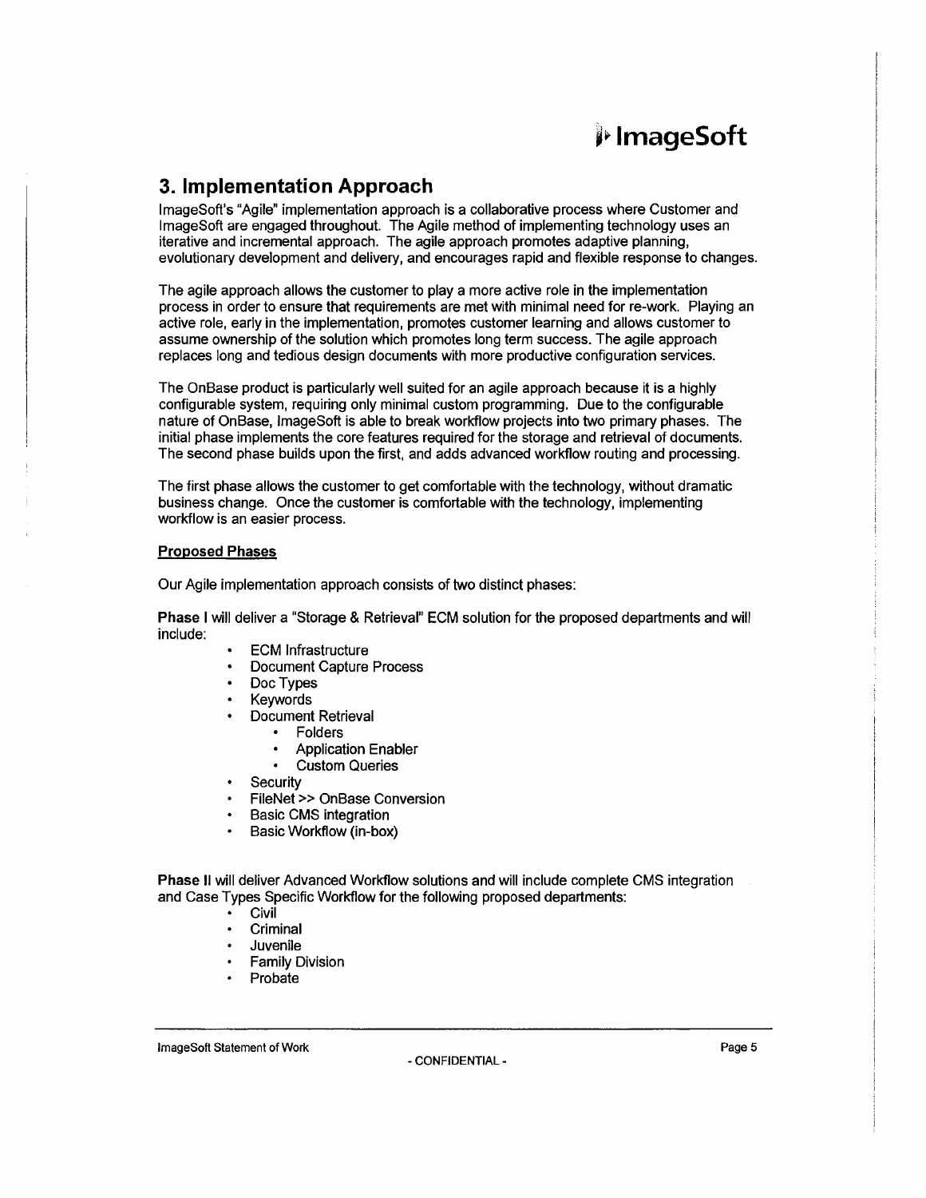# 3. Implementation Approach

ImageSoft's "Agile" implementation approach is a collaborative process where Customer and ImageSoft are engaged throughout. The Agile method of implementing technology uses an iterative and incremental approach. The agile approach promotes adaptive planning, evolutionary development and delivery, and encourages rapid and flexible response to changes.

The agile approach allows the customer to play a more active role in the implementation process in order to ensure that requirements are met with minimal need for re-work. Playing an active role, early in the implementation, promotes customer learning and allows customer to assume ownership of the solution which promotes long term success. The agile approach replaces long and tedious design documents with more productive configuration services.

The OnBase product is particularly well suited for an agile approach because it is a highly configurable system, requiring only minimal custom programming. Due to the configurable nature of OnBase, ImageSoft is able to break workflow projects into two primary phases. The initial phase implements the core features required for the storage and retrieval of documents. The second phase builds upon the first, and adds advanced workflow routing and processing.

The first phase allows the customer to get comfortable with the technology, without dramatic business change. Once the customer is comfortable with the technology, implementing workflow is an easier process.

**Proposed Phases**

Our Agile implementation approach consists of two distinct phases:

**Phase I** will deliver a "Storage & Retrieval" ECM solution for the proposed departments and will include:

- ECM Infrastructure
- Document Capture Process
- Doc Types
- Keywords
- Document Retrieval
  - Folders
  - Application Enabler
  - Custom Queries
- Security
- FileNet >> OnBase Conversion
- Basic CMS integration
- Basic Workflow (in-box)

**Phase II** will deliver Advanced Workflow solutions and will include complete CMS integration and Case Types Specific Workflow for the following proposed departments:

- Civil
- Criminal
- Juvenile
- Family Division
- Probate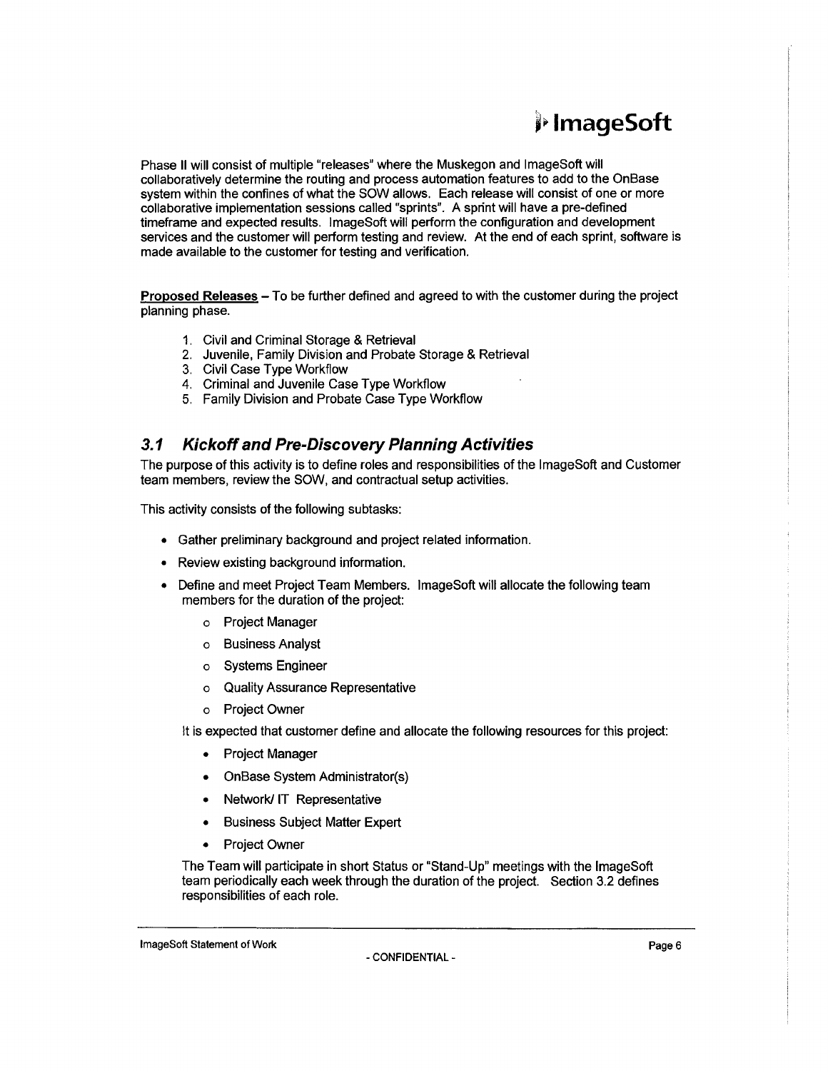Phase II will consist of multiple "releases" where the Muskegon and ImageSoft will collaboratively determine the routing and process automation features to add to the OnBase system within the confines of what the SOW allows. Each release will consist of one or more collaborative implementation sessions called "sprints". A sprint will have a pre-defined timeframe and expected results. ImageSoft will perform the configuration and development services and the customer will perform testing and review. At the end of each sprint, software is made available to the customer for testing and verification.

**Proposed Releases** – To be further defined and agreed to with the customer during the project planning phase.

1. Civil and Criminal Storage & Retrieval
2. Juvenile, Family Division and Probate Storage & Retrieval
3. Civil Case Type Workflow
4. Criminal and Juvenile Case Type Workflow
5. Family Division and Probate Case Type Workflow

## *3.1 Kickoff and Pre-Discovery Planning Activities*

The purpose of this activity is to define roles and responsibilities of the ImageSoft and Customer team members, review the SOW, and contractual setup activities.

This activity consists of the following subtasks:

- Gather preliminary background and project related information.
- Review existing background information.
- Define and meet Project Team Members. ImageSoft will allocate the following team members for the duration of the project:
  - Project Manager
  - Business Analyst
  - Systems Engineer
  - Quality Assurance Representative
  - Project Owner

  It is expected that customer define and allocate the following resources for this project:

  - Project Manager
  - OnBase System Administrator(s)
  - Network/ IT Representative
  - Business Subject Matter Expert
  - Project Owner

  The Team will participate in short Status or "Stand-Up" meetings with the ImageSoft team periodically each week through the duration of the project. Section 3.2 defines responsibilities of each role.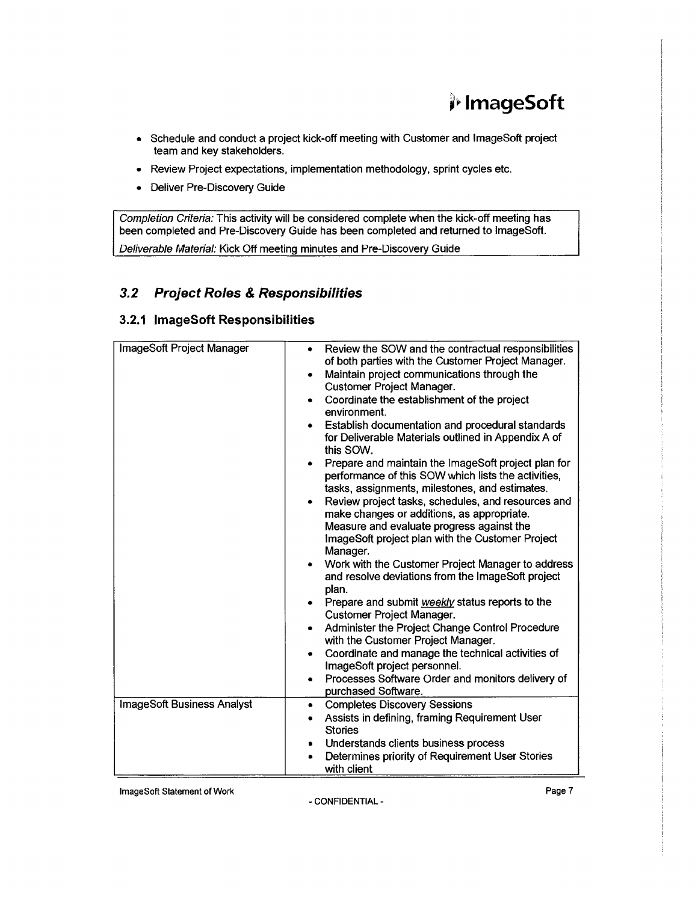- Schedule and conduct a project kick-off meeting with Customer and ImageSoft project team and key stakeholders.
- Review Project expectations, implementation methodology, sprint cycles etc.
- Deliver Pre-Discovery Guide

| *Completion Criteria:* This activity will be considered complete when the kick-off meeting has been completed and Pre-Discovery Guide has been completed and returned to ImageSoft. |
|---|
| *Deliverable Material:* Kick Off meeting minutes and Pre-Discovery Guide |

## *3.2 Project Roles & Responsibilities*

### 3.2.1 ImageSoft Responsibilities

| | |
|---|---|
| ImageSoft Project Manager | • Review the SOW and the contractual responsibilities of both parties with the Customer Project Manager.<br>• Maintain project communications through the Customer Project Manager.<br>• Coordinate the establishment of the project environment.<br>• Establish documentation and procedural standards for Deliverable Materials outlined in Appendix A of this SOW.<br>• Prepare and maintain the ImageSoft project plan for performance of this SOW which lists the activities, tasks, assignments, milestones, and estimates.<br>• Review project tasks, schedules, and resources and make changes or additions, as appropriate. Measure and evaluate progress against the ImageSoft project plan with the Customer Project Manager.<br>• Work with the Customer Project Manager to address and resolve deviations from the ImageSoft project plan.<br>• Prepare and submit *weekly* status reports to the Customer Project Manager.<br>• Administer the Project Change Control Procedure with the Customer Project Manager.<br>• Coordinate and manage the technical activities of ImageSoft project personnel.<br>• Processes Software Order and monitors delivery of purchased Software. |
| ImageSoft Business Analyst | • Completes Discovery Sessions<br>• Assists in defining, framing Requirement User Stories<br>• Understands clients business process<br>• Determines priority of Requirement User Stories with client |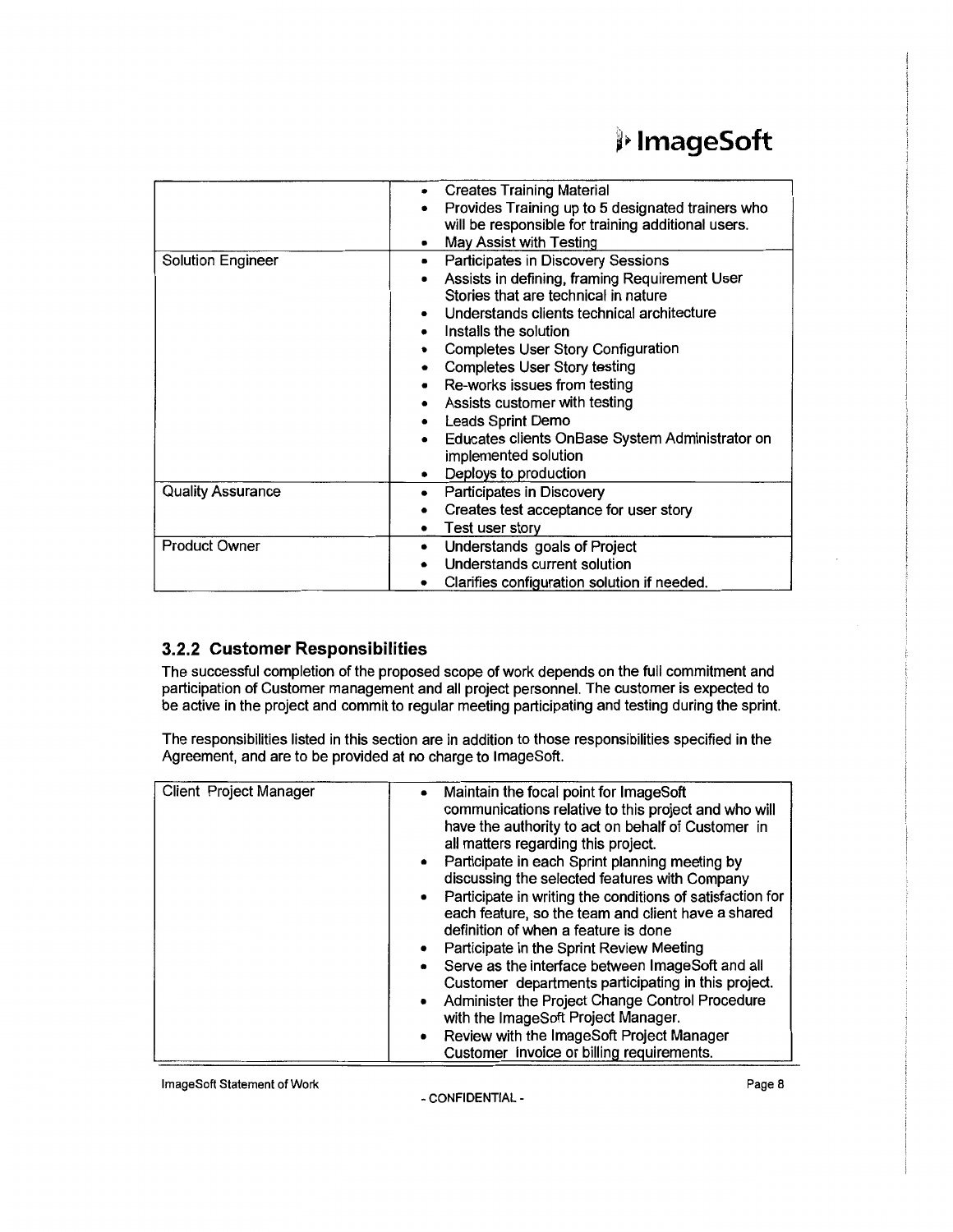| | |
|---|---|
| | • Creates Training Material<br>• Provides Training up to 5 designated trainers who will be responsible for training additional users.<br>• May Assist with Testing |
| Solution Engineer | • Participates in Discovery Sessions<br>• Assists in defining, framing Requirement User Stories that are technical in nature<br>• Understands clients technical architecture<br>• Installs the solution<br>• Completes User Story Configuration<br>• Completes User Story testing<br>• Re-works issues from testing<br>• Assists customer with testing<br>• Leads Sprint Demo<br>• Educates clients OnBase System Administrator on implemented solution<br>• Deploys to production |
| Quality Assurance | • Participates in Discovery<br>• Creates test acceptance for user story<br>• Test user story |
| Product Owner | • Understands goals of Project<br>• Understands current solution<br>• Clarifies configuration solution if needed. |

### 3.2.2 Customer Responsibilities

The successful completion of the proposed scope of work depends on the full commitment and participation of Customer management and all project personnel. The customer is expected to be active in the project and commit to regular meeting participating and testing during the sprint.

The responsibilities listed in this section are in addition to those responsibilities specified in the Agreement, and are to be provided at no charge to ImageSoft.

| | |
|---|---|
| Client Project Manager | • Maintain the focal point for ImageSoft communications relative to this project and who will have the authority to act on behalf of Customer in all matters regarding this project.<br>• Participate in each Sprint planning meeting by discussing the selected features with Company<br>• Participate in writing the conditions of satisfaction for each feature, so the team and client have a shared definition of when a feature is done<br>• Participate in the Sprint Review Meeting<br>• Serve as the interface between ImageSoft and all Customer departments participating in this project.<br>• Administer the Project Change Control Procedure with the ImageSoft Project Manager.<br>• Review with the ImageSoft Project Manager Customer invoice or billing requirements. |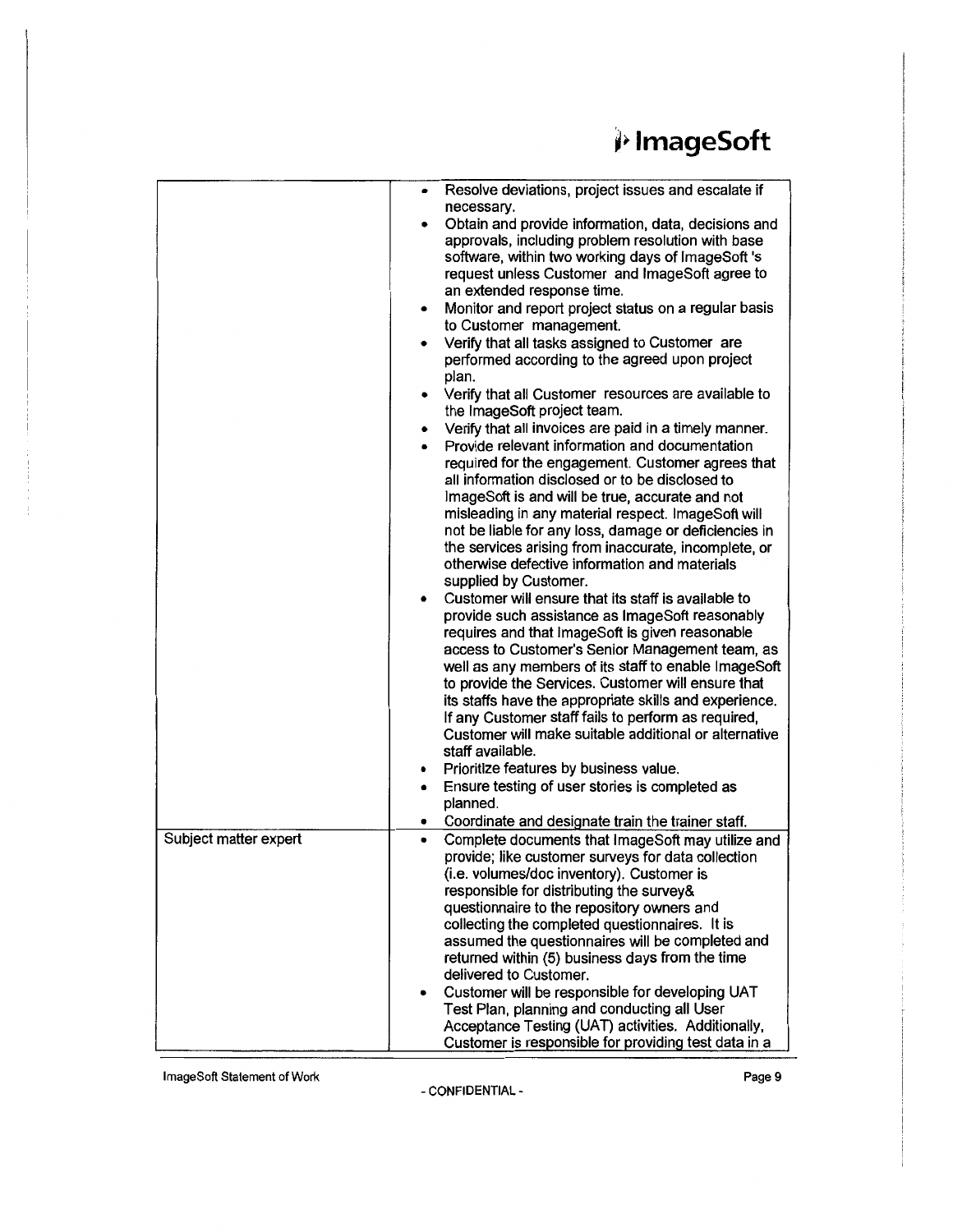| | |
|---|---|
| | • Resolve deviations, project issues and escalate if necessary.<br>• Obtain and provide information, data, decisions and approvals, including problem resolution with base software, within two working days of ImageSoft 's request unless Customer and ImageSoft agree to an extended response time.<br>• Monitor and report project status on a regular basis to Customer management.<br>• Verify that all tasks assigned to Customer are performed according to the agreed upon project plan.<br>• Verify that all Customer resources are available to the ImageSoft project team.<br>• Verify that all invoices are paid in a timely manner.<br>• Provide relevant information and documentation required for the engagement. Customer agrees that all information disclosed or to be disclosed to ImageSoft is and will be true, accurate and not misleading in any material respect. ImageSoft will not be liable for any loss, damage or deficiencies in the services arising from inaccurate, incomplete, or otherwise defective information and materials supplied by Customer.<br>• Customer will ensure that its staff is available to provide such assistance as ImageSoft reasonably requires and that ImageSoft is given reasonable access to Customer's Senior Management team, as well as any members of its staff to enable ImageSoft to provide the Services. Customer will ensure that its staffs have the appropriate skills and experience. If any Customer staff fails to perform as required, Customer will make suitable additional or alternative staff available.<br>• Prioritize features by business value.<br>• Ensure testing of user stories is completed as planned.<br>• Coordinate and designate train the trainer staff. |
| Subject matter expert | • Complete documents that ImageSoft may utilize and provide; like customer surveys for data collection (i.e. volumes/doc inventory). Customer is responsible for distributing the survey& questionnaire to the repository owners and collecting the completed questionnaires. It is assumed the questionnaires will be completed and returned within (5) business days from the time delivered to Customer.<br>• Customer will be responsible for developing UAT Test Plan, planning and conducting all User Acceptance Testing (UAT) activities. Additionally, Customer is responsible for providing test data in a |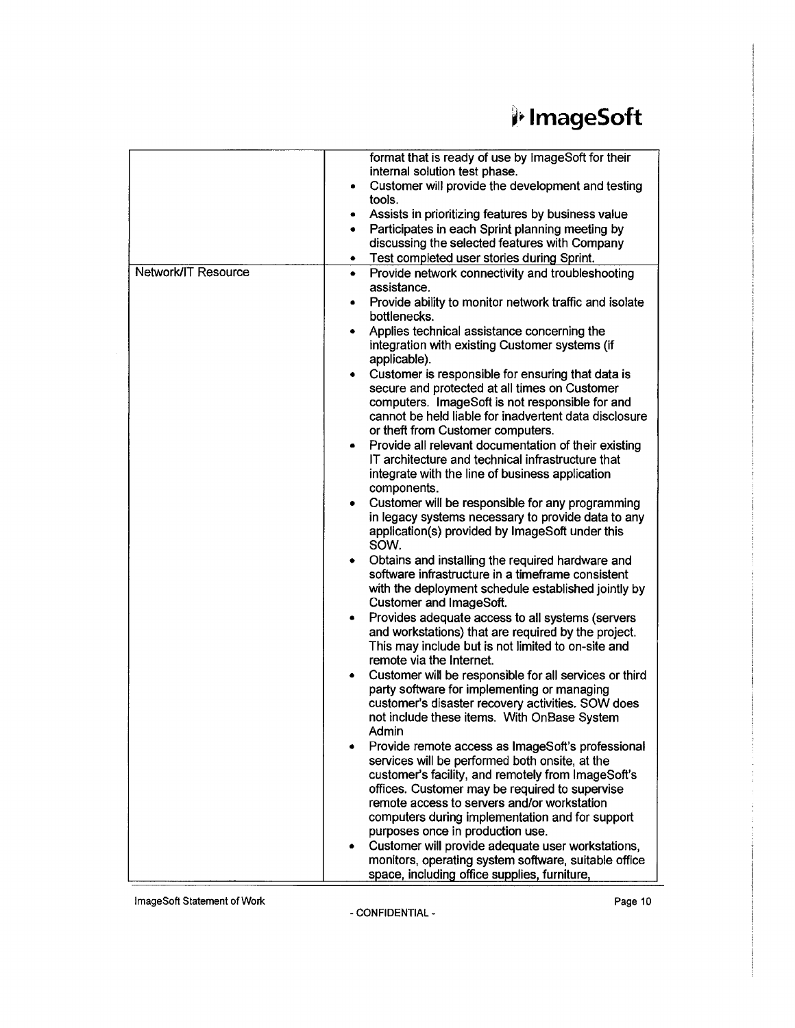| | |
|---|---|
| | format that is ready of use by ImageSoft for their internal solution test phase.<br>• Customer will provide the development and testing tools.<br>• Assists in prioritizing features by business value<br>• Participates in each Sprint planning meeting by discussing the selected features with Company<br>• Test completed user stories during Sprint. |
| Network/IT Resource | • Provide network connectivity and troubleshooting assistance.<br>• Provide ability to monitor network traffic and isolate bottlenecks.<br>• Applies technical assistance concerning the integration with existing Customer systems (if applicable).<br>• Customer is responsible for ensuring that data is secure and protected at all times on Customer computers. ImageSoft is not responsible for and cannot be held liable for inadvertent data disclosure or theft from Customer computers.<br>• Provide all relevant documentation of their existing IT architecture and technical infrastructure that integrate with the line of business application components.<br>• Customer will be responsible for any programming in legacy systems necessary to provide data to any application(s) provided by ImageSoft under this SOW.<br>• Obtains and installing the required hardware and software infrastructure in a timeframe consistent with the deployment schedule established jointly by Customer and ImageSoft.<br>• Provides adequate access to all systems (servers and workstations) that are required by the project. This may include but is not limited to on-site and remote via the Internet.<br>• Customer will be responsible for all services or third party software for implementing or managing customer's disaster recovery activities. SOW does not include these items. With OnBase System Admin<br>• Provide remote access as ImageSoft's professional services will be performed both onsite, at the customer's facility, and remotely from ImageSoft's offices. Customer may be required to supervise remote access to servers and/or workstation computers during implementation and for support purposes once in production use.<br>• Customer will provide adequate user workstations, monitors, operating system software, suitable office space, including office supplies, furniture, |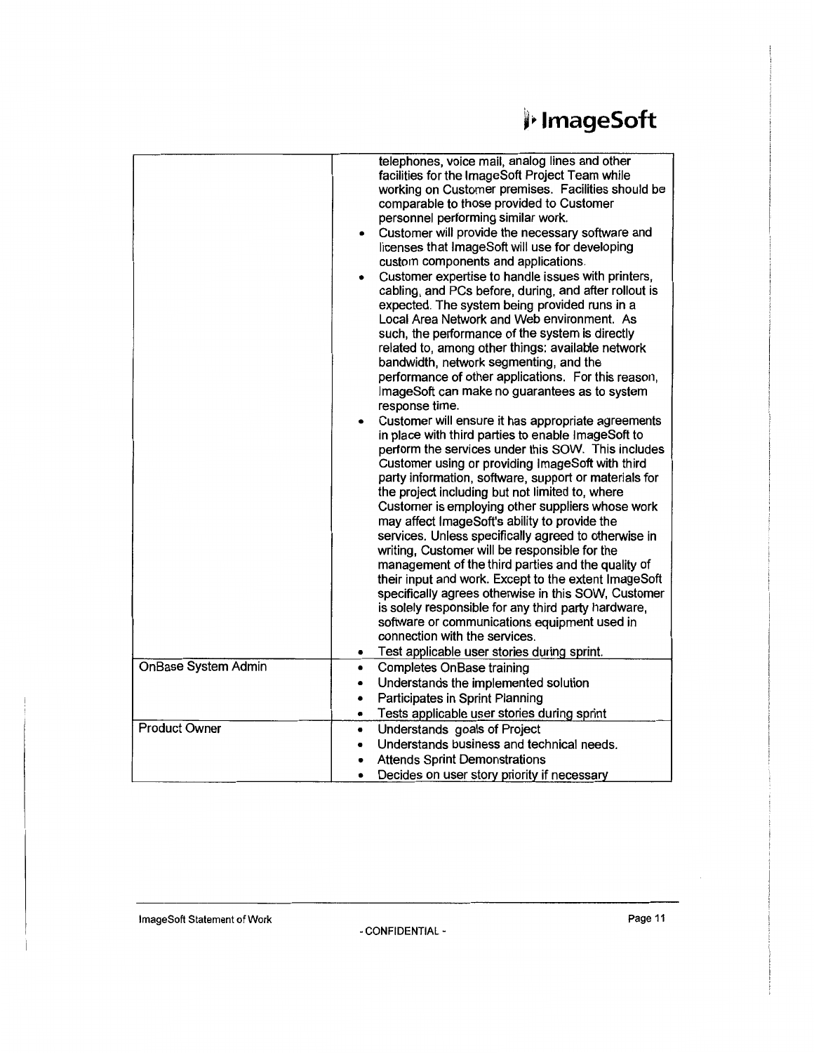| | |
|---|---|
| | telephones, voice mail, analog lines and other facilities for the ImageSoft Project Team while working on Customer premises. Facilities should be comparable to those provided to Customer personnel performing similar work.<br>• Customer will provide the necessary software and licenses that ImageSoft will use for developing custom components and applications.<br>• Customer expertise to handle issues with printers, cabling, and PCs before, during, and after rollout is expected. The system being provided runs in a Local Area Network and Web environment. As such, the performance of the system is directly related to, among other things: available network bandwidth, network segmenting, and the performance of other applications. For this reason, ImageSoft can make no guarantees as to system response time.<br>• Customer will ensure it has appropriate agreements in place with third parties to enable ImageSoft to perform the services under this SOW. This includes Customer using or providing ImageSoft with third party information, software, support or materials for the project including but not limited to, where Customer is employing other suppliers whose work may affect ImageSoft's ability to provide the services. Unless specifically agreed to otherwise in writing, Customer will be responsible for the management of the third parties and the quality of their input and work. Except to the extent ImageSoft specifically agrees otherwise in this SOW, Customer is solely responsible for any third party hardware, software or communications equipment used in connection with the services.<br>• Test applicable user stories during sprint. |
| OnBase System Admin | • Completes OnBase training<br>• Understands the implemented solution<br>• Participates in Sprint Planning<br>• Tests applicable user stories during sprint |
| Product Owner | • Understands goals of Project<br>• Understands business and technical needs.<br>• Attends Sprint Demonstrations<br>• Decides on user story priority if necessary |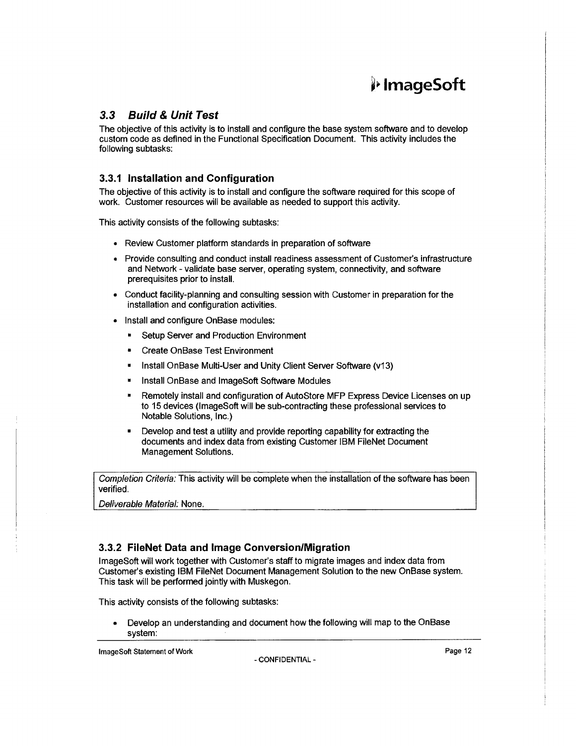### 3.3 *Build & Unit Test*

The objective of this activity is to install and configure the base system software and to develop custom code as defined in the Functional Specification Document. This activity includes the following subtasks:

#### 3.3.1 Installation and Configuration

The objective of this activity is to install and configure the software required for this scope of work. Customer resources will be available as needed to support this activity.

This activity consists of the following subtasks:

- Review Customer platform standards in preparation of software
- Provide consulting and conduct install readiness assessment of Customer's infrastructure and Network - validate base server, operating system, connectivity, and software prerequisites prior to install.
- Conduct facility-planning and consulting session with Customer in preparation for the installation and configuration activities.
- Install and configure OnBase modules:
  - Setup Server and Production Environment
  - Create OnBase Test Environment
  - Install OnBase Multi-User and Unity Client Server Software (v13)
  - Install OnBase and ImageSoft Software Modules
  - Remotely install and configuration of AutoStore MFP Express Device Licenses on up to 15 devices (ImageSoft will be sub-contracting these professional services to Notable Solutions, Inc.)
  - Develop and test a utility and provide reporting capability for extracting the documents and index data from existing Customer IBM FileNet Document Management Solutions.

*Completion Criteria:* This activity will be complete when the installation of the software has been verified.

*Deliverable Material:* None.

#### 3.3.2 FileNet Data and Image Conversion/Migration

ImageSoft will work together with Customer's staff to migrate images and index data from Customer's existing IBM FileNet Document Management Solution to the new OnBase system. This task will be performed jointly with Muskegon.

This activity consists of the following subtasks:

- Develop an understanding and document how the following will map to the OnBase system: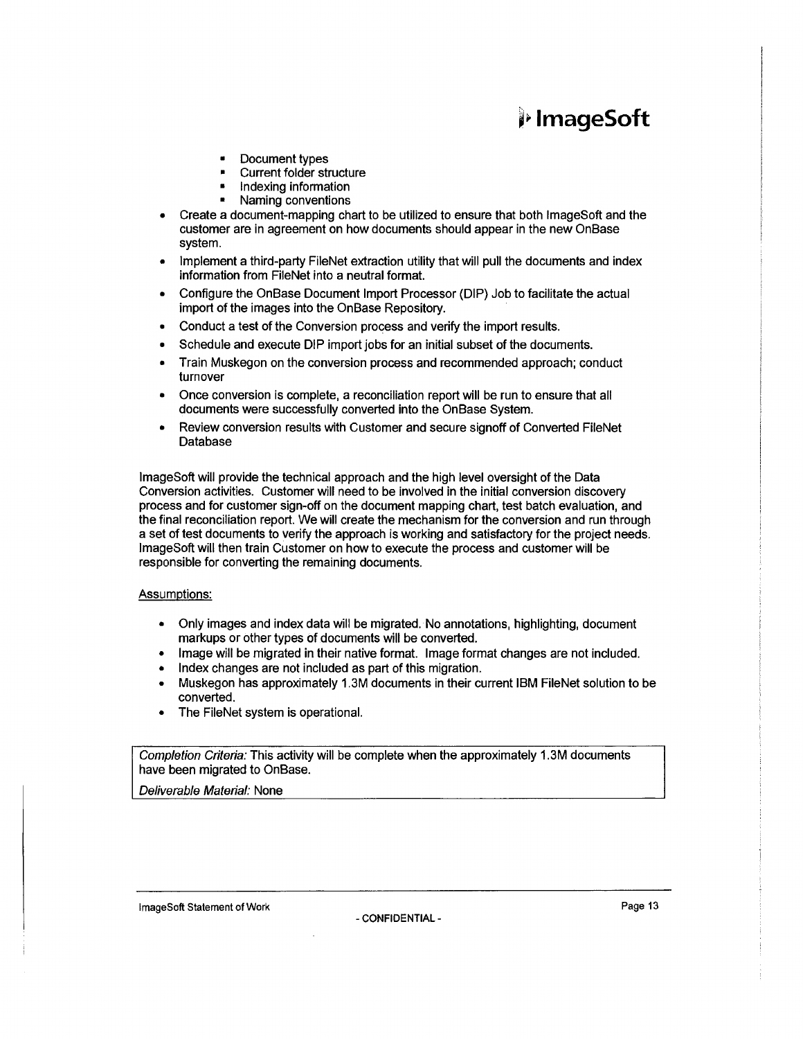- Document types
    - Current folder structure
    - Indexing information
    - Naming conventions
- Create a document-mapping chart to be utilized to ensure that both ImageSoft and the customer are in agreement on how documents should appear in the new OnBase system.
- Implement a third-party FileNet extraction utility that will pull the documents and index information from FileNet into a neutral format.
- Configure the OnBase Document Import Processor (DIP) Job to facilitate the actual import of the images into the OnBase Repository.
- Conduct a test of the Conversion process and verify the import results.
- Schedule and execute DIP import jobs for an initial subset of the documents.
- Train Muskegon on the conversion process and recommended approach; conduct turnover
- Once conversion is complete, a reconciliation report will be run to ensure that all documents were successfully converted into the OnBase System.
- Review conversion results with Customer and secure signoff of Converted FileNet Database

ImageSoft will provide the technical approach and the high level oversight of the Data Conversion activities. Customer will need to be involved in the initial conversion discovery process and for customer sign-off on the document mapping chart, test batch evaluation, and the final reconciliation report. We will create the mechanism for the conversion and run through a set of test documents to verify the approach is working and satisfactory for the project needs. ImageSoft will then train Customer on how to execute the process and customer will be responsible for converting the remaining documents.

Assumptions:

- Only images and index data will be migrated. No annotations, highlighting, document markups or other types of documents will be converted.
- Image will be migrated in their native format. Image format changes are not included.
- Index changes are not included as part of this migration.
- Muskegon has approximately 1.3M documents in their current IBM FileNet solution to be converted.
- The FileNet system is operational.

*Completion Criteria:* This activity will be complete when the approximately 1.3M documents have been migrated to OnBase.

*Deliverable Material:* None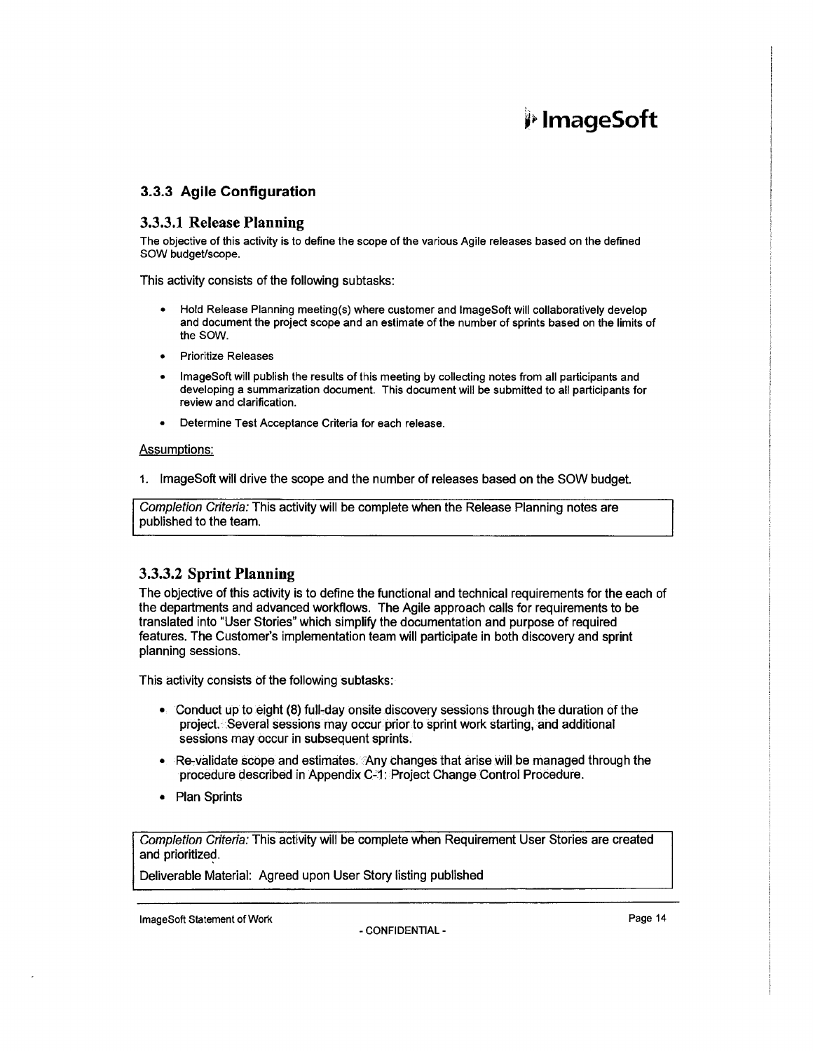### 3.3.3 Agile Configuration

#### 3.3.3.1 Release Planning

The objective of this activity is to define the scope of the various Agile releases based on the defined SOW budget/scope.

This activity consists of the following subtasks:

- Hold Release Planning meeting(s) where customer and ImageSoft will collaboratively develop and document the project scope and an estimate of the number of sprints based on the limits of the SOW.
- Prioritize Releases
- ImageSoft will publish the results of this meeting by collecting notes from all participants and developing a summarization document. This document will be submitted to all participants for review and clarification.
- Determine Test Acceptance Criteria for each release.

Assumptions:

1. ImageSoft will drive the scope and the number of releases based on the SOW budget.

*Completion Criteria:* This activity will be complete when the Release Planning notes are published to the team.

#### 3.3.3.2 Sprint Planning

The objective of this activity is to define the functional and technical requirements for the each of the departments and advanced workflows. The Agile approach calls for requirements to be translated into "User Stories" which simplify the documentation and purpose of required features. The Customer's implementation team will participate in both discovery and sprint planning sessions.

This activity consists of the following subtasks:

- Conduct up to eight (8) full-day onsite discovery sessions through the duration of the project. Several sessions may occur prior to sprint work starting, and additional sessions may occur in subsequent sprints.
- Re-validate scope and estimates. Any changes that arise will be managed through the procedure described in Appendix C-1: Project Change Control Procedure.
- Plan Sprints

*Completion Criteria:* This activity will be complete when Requirement User Stories are created and prioritized.

Deliverable Material: Agreed upon User Story listing published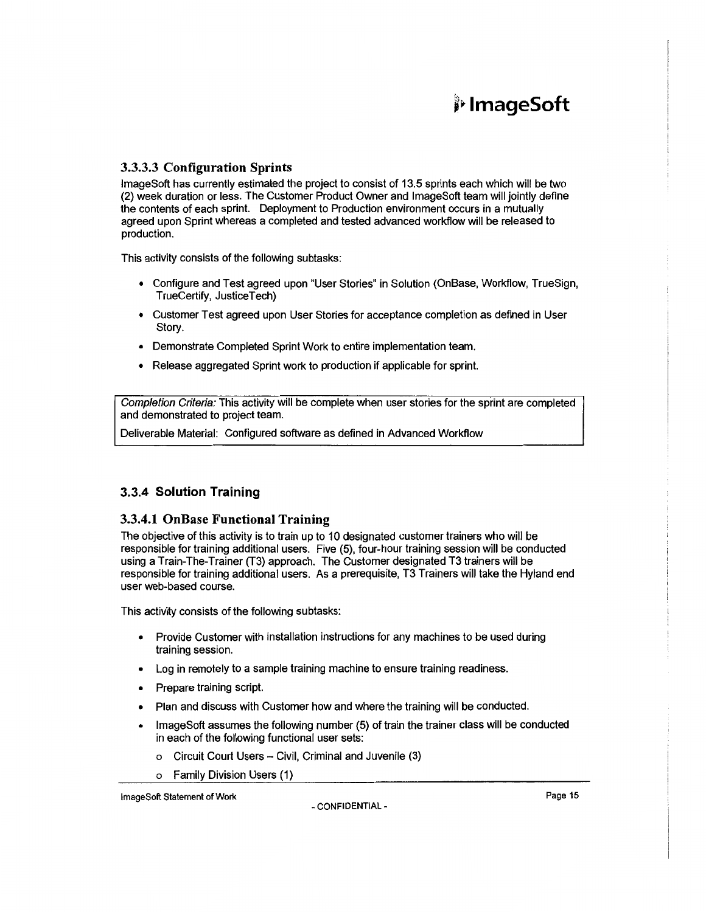### 3.3.3.3 Configuration Sprints

ImageSoft has currently estimated the project to consist of 13.5 sprints each which will be two (2) week duration or less. The Customer Product Owner and ImageSoft team will jointly define the contents of each sprint. Deployment to Production environment occurs in a mutually agreed upon Sprint whereas a completed and tested advanced workflow will be released to production.

This activity consists of the following subtasks:

- Configure and Test agreed upon "User Stories" in Solution (OnBase, Workflow, TrueSign, TrueCertify, JusticeTech)
- Customer Test agreed upon User Stories for acceptance completion as defined in User Story.
- Demonstrate Completed Sprint Work to entire implementation team.
- Release aggregated Sprint work to production if applicable for sprint.

*Completion Criteria:* This activity will be complete when user stories for the sprint are completed and demonstrated to project team.

Deliverable Material: Configured software as defined in Advanced Workflow

## 3.3.4 Solution Training

### 3.3.4.1 OnBase Functional Training

The objective of this activity is to train up to 10 designated customer trainers who will be responsible for training additional users. Five (5), four-hour training session will be conducted using a Train-The-Trainer (T3) approach. The Customer designated T3 trainers will be responsible for training additional users. As a prerequisite, T3 Trainers will take the Hyland end user web-based course.

This activity consists of the following subtasks:

- Provide Customer with installation instructions for any machines to be used during training session.
- Log in remotely to a sample training machine to ensure training readiness.
- Prepare training script.
- Plan and discuss with Customer how and where the training will be conducted.
- ImageSoft assumes the following number (5) of train the trainer class will be conducted in each of the following functional user sets:
  - Circuit Court Users – Civil, Criminal and Juvenile (3)
  - Family Division Users (1)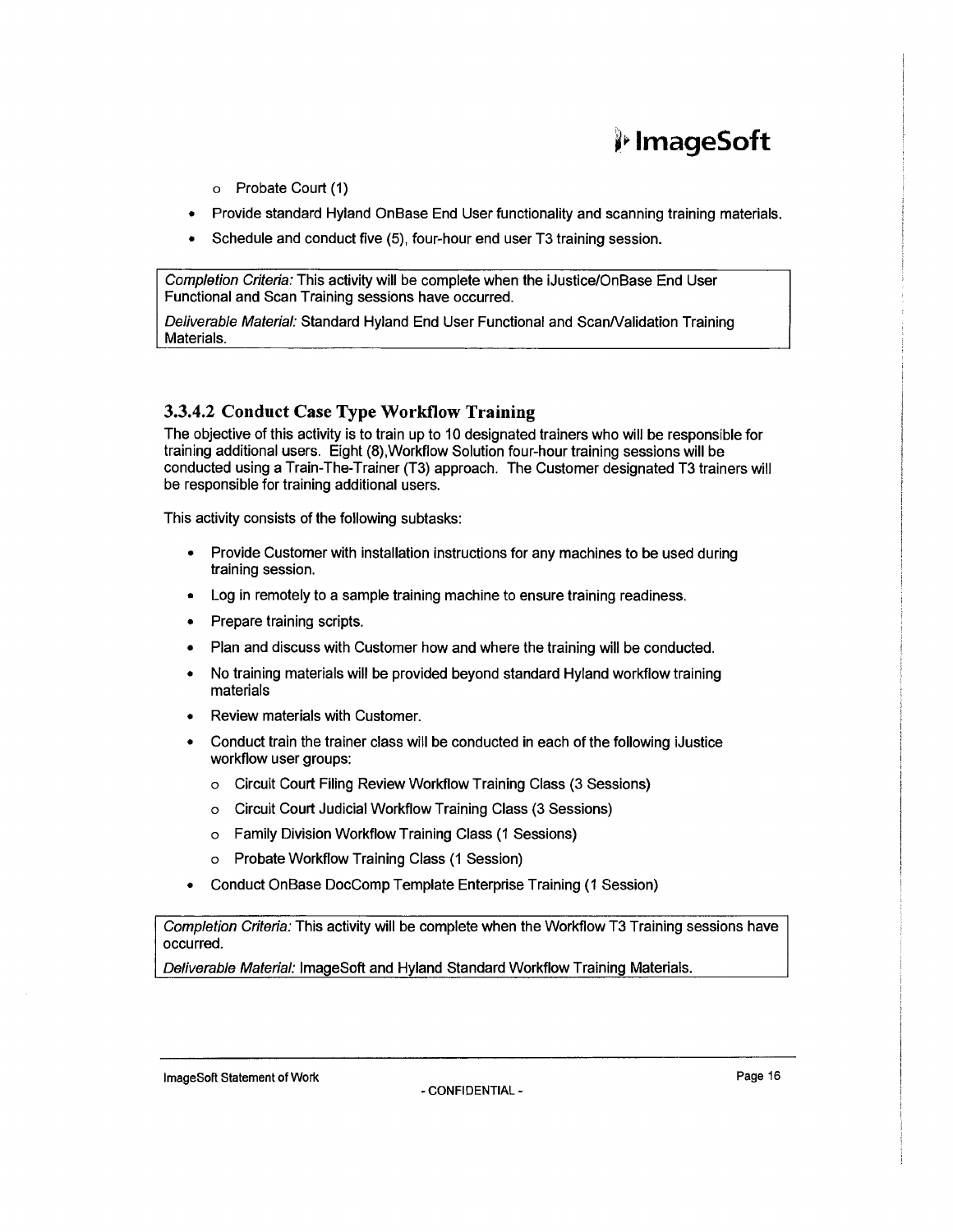- Probate Court (1)
- Provide standard Hyland OnBase End User functionality and scanning training materials.
- Schedule and conduct five (5), four-hour end user T3 training session.

*Completion Criteria:* This activity will be complete when the iJustice/OnBase End User Functional and Scan Training sessions have occurred.

*Deliverable Material:* Standard Hyland End User Functional and Scan/Validation Training Materials.

### 3.3.4.2 Conduct Case Type Workflow Training

The objective of this activity is to train up to 10 designated trainers who will be responsible for training additional users. Eight (8),Workflow Solution four-hour training sessions will be conducted using a Train-The-Trainer (T3) approach. The Customer designated T3 trainers will be responsible for training additional users.

This activity consists of the following subtasks:

- Provide Customer with installation instructions for any machines to be used during training session.
- Log in remotely to a sample training machine to ensure training readiness.
- Prepare training scripts.
- Plan and discuss with Customer how and where the training will be conducted.
- No training materials will be provided beyond standard Hyland workflow training materials
- Review materials with Customer.
- Conduct train the trainer class will be conducted in each of the following iJustice workflow user groups:
   - Circuit Court Filing Review Workflow Training Class (3 Sessions)
   - Circuit Court Judicial Workflow Training Class (3 Sessions)
   - Family Division Workflow Training Class (1 Sessions)
   - Probate Workflow Training Class (1 Session)
- Conduct OnBase DocComp Template Enterprise Training (1 Session)

*Completion Criteria:* This activity will be complete when the Workflow T3 Training sessions have occurred.

*Deliverable Material:* ImageSoft and Hyland Standard Workflow Training Materials.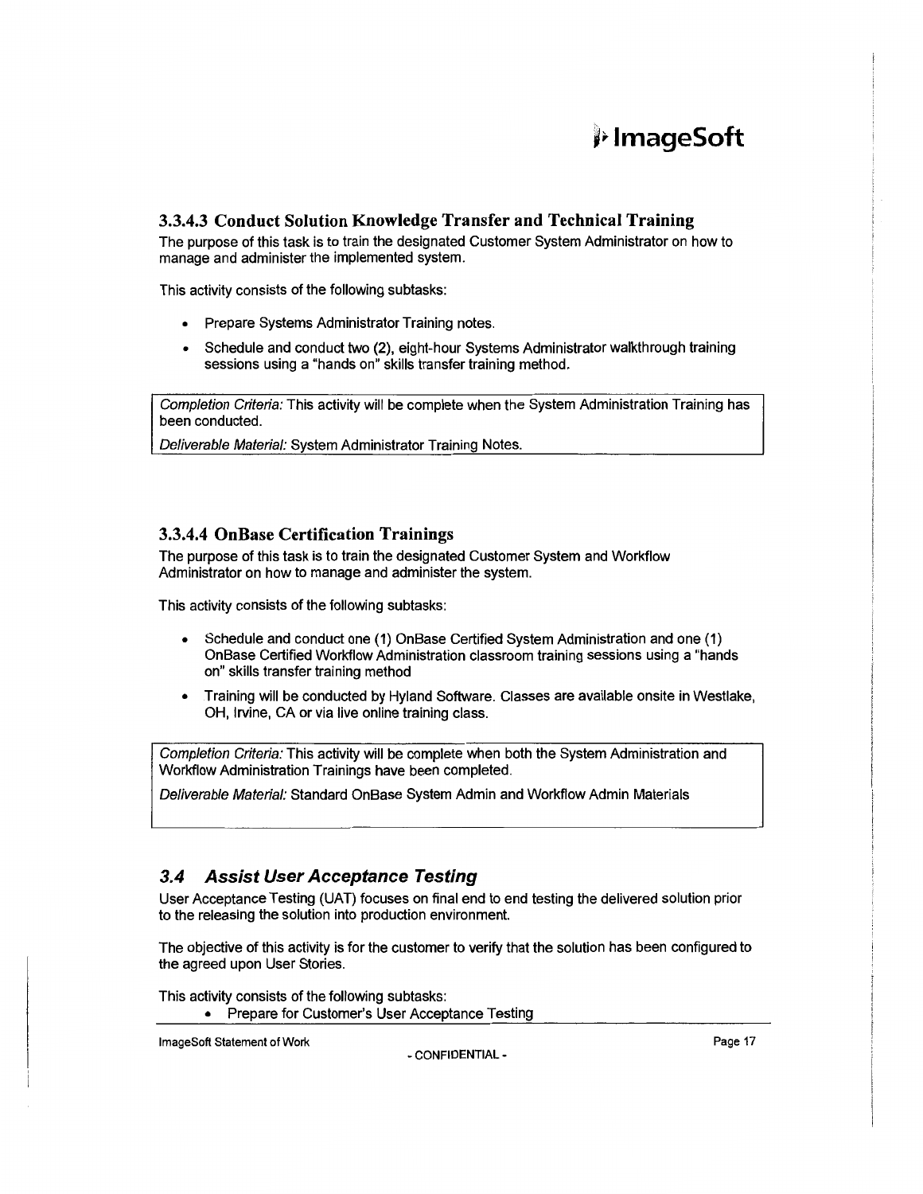### 3.3.4.3 Conduct Solution Knowledge Transfer and Technical Training

The purpose of this task is to train the designated Customer System Administrator on how to manage and administer the implemented system.

This activity consists of the following subtasks:

- Prepare Systems Administrator Training notes.
- Schedule and conduct two (2), eight-hour Systems Administrator walkthrough training sessions using a "hands on" skills transfer training method.

*Completion Criteria:* This activity will be complete when the System Administration Training has been conducted.

*Deliverable Material:* System Administrator Training Notes.

### 3.3.4.4 OnBase Certification Trainings

The purpose of this task is to train the designated Customer System and Workflow Administrator on how to manage and administer the system.

This activity consists of the following subtasks:

- Schedule and conduct one (1) OnBase Certified System Administration and one (1) OnBase Certified Workflow Administration classroom training sessions using a "hands on" skills transfer training method
- Training will be conducted by Hyland Software. Classes are available onsite in Westlake, OH, Irvine, CA or via live online training class.

*Completion Criteria:* This activity will be complete when both the System Administration and Workflow Administration Trainings have been completed.

*Deliverable Material:* Standard OnBase System Admin and Workflow Admin Materials

## *3.4 Assist User Acceptance Testing*

User Acceptance Testing (UAT) focuses on final end to end testing the delivered solution prior to the releasing the solution into production environment.

The objective of this activity is for the customer to verify that the solution has been configured to the agreed upon User Stories.

This activity consists of the following subtasks:

- Prepare for Customer's User Acceptance Testing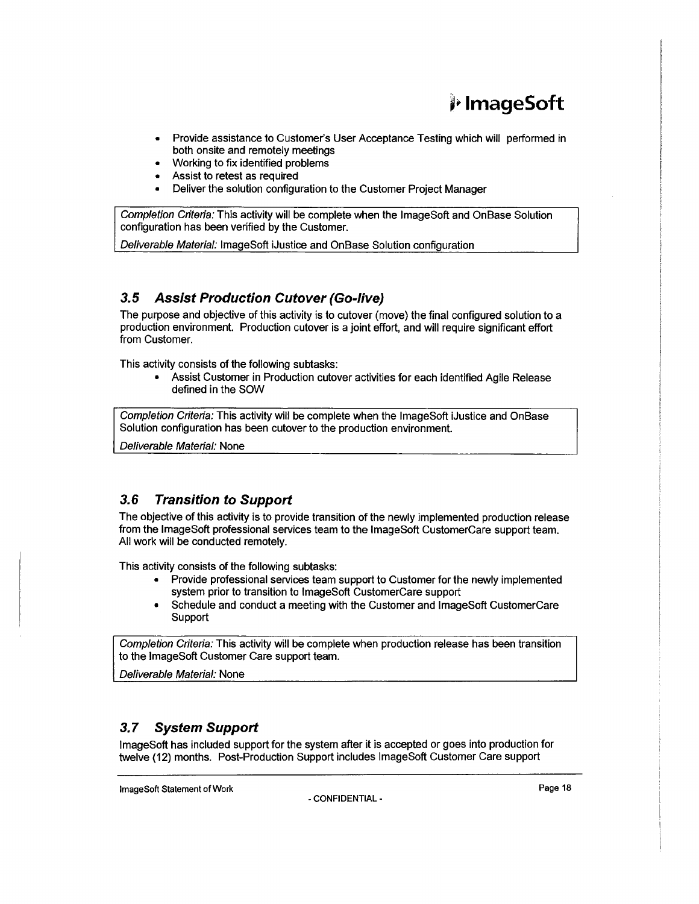- Provide assistance to Customer's User Acceptance Testing which will  performed in both onsite and remotely meetings
- Working to fix identified problems
- Assist to retest as required
- Deliver the solution configuration to the Customer Project Manager

*Completion Criteria:* This activity will be complete when the ImageSoft and OnBase Solution configuration has been verified by the Customer.

*Deliverable Material:* ImageSoft iJustice and OnBase Solution configuration

## 3.5 Assist Production Cutover (Go-live)

The purpose and objective of this activity is to cutover (move) the final configured solution to a production environment. Production cutover is a joint effort, and will require significant effort from Customer.

This activity consists of the following subtasks:

- Assist Customer in Production cutover activities for each identified Agile Release defined in the SOW

*Completion Criteria:* This activity will be complete when the ImageSoft iJustice and OnBase Solution configuration has been cutover to the production environment.

*Deliverable Material:* None

## 3.6 Transition to Support

The objective of this activity is to provide transition of the newly implemented production release from the ImageSoft professional services team to the ImageSoft CustomerCare support team. All work will be conducted remotely.

This activity consists of the following subtasks:

- Provide professional services team support to Customer for the newly implemented system prior to transition to ImageSoft CustomerCare support
- Schedule and conduct a meeting with the Customer and ImageSoft CustomerCare Support

*Completion Criteria:* This activity will be complete when production release has been transition to the ImageSoft Customer Care support team.

*Deliverable Material:* None

## 3.7 System Support

ImageSoft has included support for the system after it is accepted or goes into production for twelve (12) months. Post-Production Support includes ImageSoft Customer Care support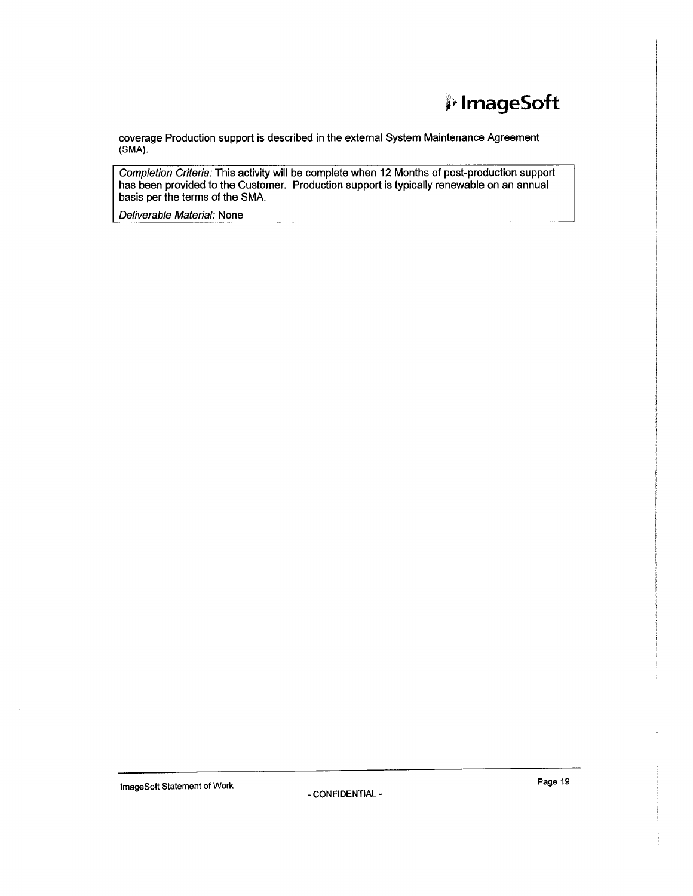coverage Production support is described in the external System Maintenance Agreement (SMA).

*Completion Criteria:* This activity will be complete when 12 Months of post-production support has been provided to the Customer. Production support is typically renewable on an annual basis per the terms of the SMA.

*Deliverable Material:* None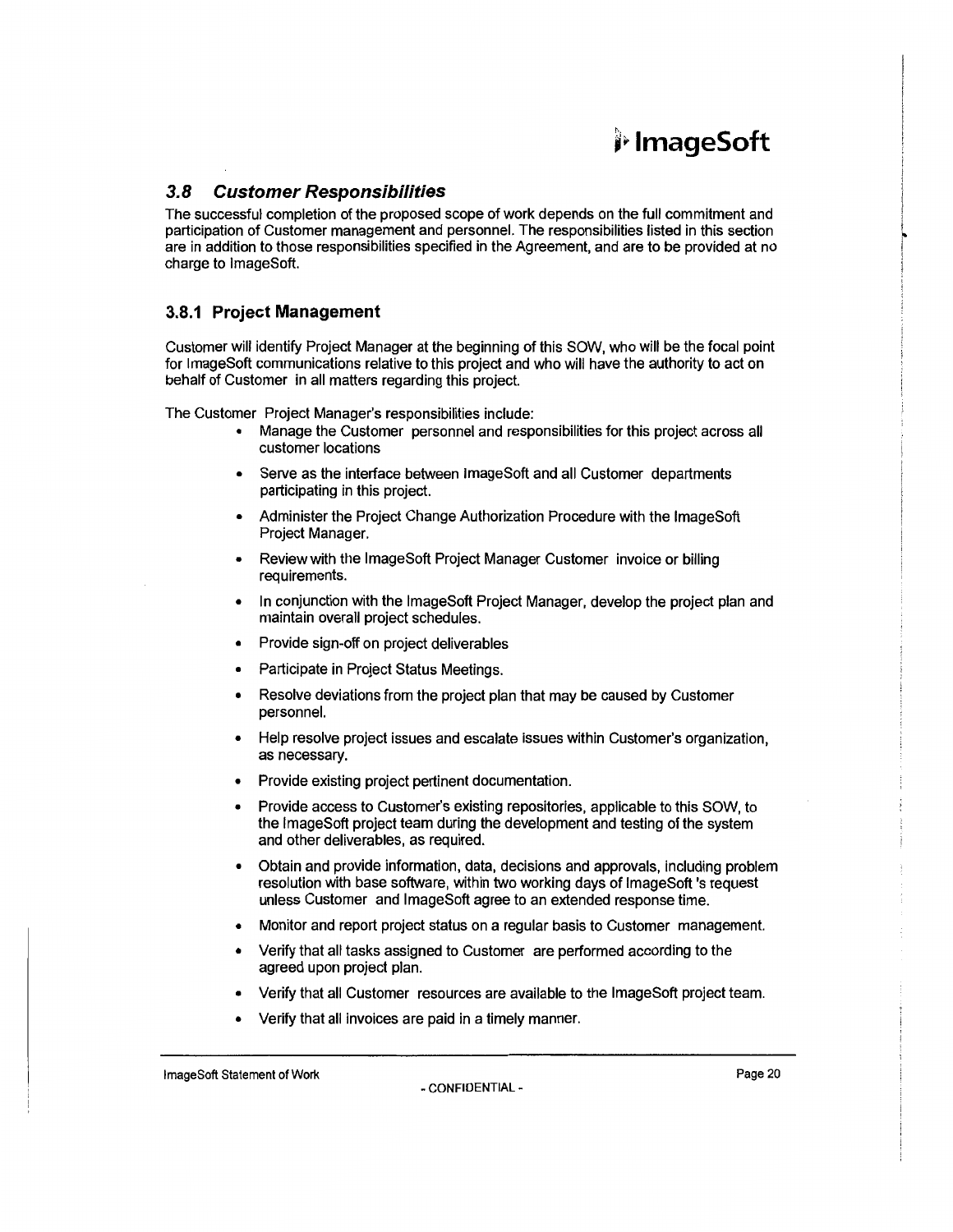## 3.8 *Customer Responsibilities*

The successful completion of the proposed scope of work depends on the full commitment and participation of Customer management and personnel. The responsibilities listed in this section are in addition to those responsibilities specified in the Agreement, and are to be provided at no charge to ImageSoft.

### 3.8.1 Project Management

Customer will identify Project Manager at the beginning of this SOW, who will be the focal point for ImageSoft communications relative to this project and who will have the authority to act on behalf of Customer in all matters regarding this project.

The Customer Project Manager's responsibilities include:

- Manage the Customer personnel and responsibilities for this project across all customer locations
- Serve as the interface between ImageSoft and all Customer departments participating in this project.
- Administer the Project Change Authorization Procedure with the ImageSoft Project Manager.
- Review with the ImageSoft Project Manager Customer invoice or billing requirements.
- In conjunction with the ImageSoft Project Manager, develop the project plan and maintain overall project schedules.
- Provide sign-off on project deliverables
- Participate in Project Status Meetings.
- Resolve deviations from the project plan that may be caused by Customer personnel.
- Help resolve project issues and escalate issues within Customer's organization, as necessary.
- Provide existing project pertinent documentation.
- Provide access to Customer's existing repositories, applicable to this SOW, to the ImageSoft project team during the development and testing of the system and other deliverables, as required.
- Obtain and provide information, data, decisions and approvals, including problem resolution with base software, within two working days of ImageSoft 's request unless Customer and ImageSoft agree to an extended response time.
- Monitor and report project status on a regular basis to Customer management.
- Verify that all tasks assigned to Customer are performed according to the agreed upon project plan.
- Verify that all Customer resources are available to the ImageSoft project team.
- Verify that all invoices are paid in a timely manner.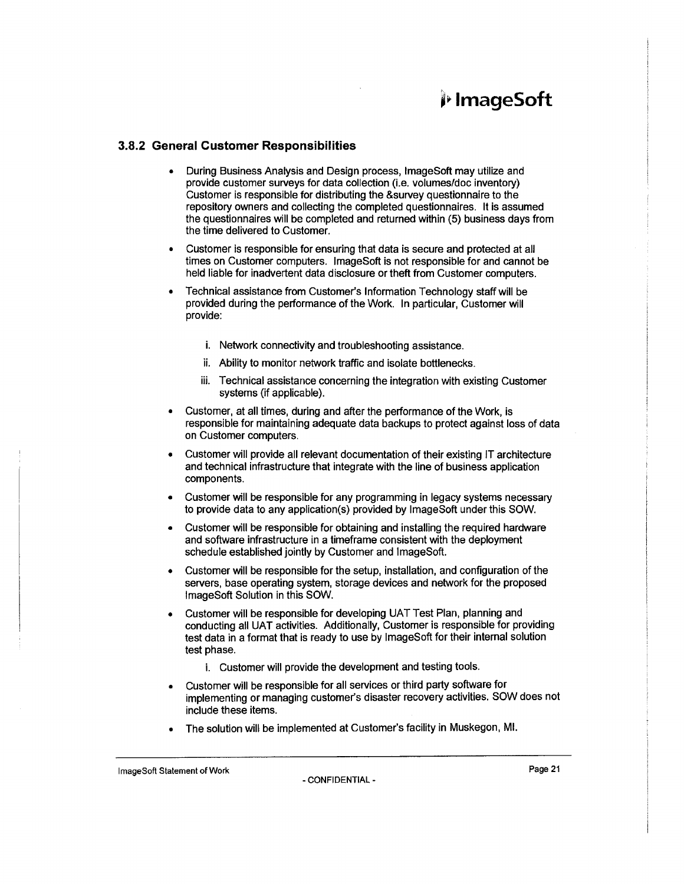### 3.8.2 General Customer Responsibilities

- During Business Analysis and Design process, ImageSoft may utilize and provide customer surveys for data collection (i.e. volumes/doc inventory) Customer is responsible for distributing the &survey questionnaire to the repository owners and collecting the completed questionnaires. It is assumed the questionnaires will be completed and returned within (5) business days from the time delivered to Customer.
- Customer is responsible for ensuring that data is secure and protected at all times on Customer computers. ImageSoft is not responsible for and cannot be held liable for inadvertent data disclosure or theft from Customer computers.
- Technical assistance from Customer's Information Technology staff will be provided during the performance of the Work. In particular, Customer will provide:
  - i. Network connectivity and troubleshooting assistance.
  - ii. Ability to monitor network traffic and isolate bottlenecks.
  - iii. Technical assistance concerning the integration with existing Customer systems (if applicable).
- Customer, at all times, during and after the performance of the Work, is responsible for maintaining adequate data backups to protect against loss of data on Customer computers.
- Customer will provide all relevant documentation of their existing IT architecture and technical infrastructure that integrate with the line of business application components.
- Customer will be responsible for any programming in legacy systems necessary to provide data to any application(s) provided by ImageSoft under this SOW.
- Customer will be responsible for obtaining and installing the required hardware and software infrastructure in a timeframe consistent with the deployment schedule established jointly by Customer and ImageSoft.
- Customer will be responsible for the setup, installation, and configuration of the servers, base operating system, storage devices and network for the proposed ImageSoft Solution in this SOW.
- Customer will be responsible for developing UAT Test Plan, planning and conducting all UAT activities. Additionally, Customer is responsible for providing test data in a format that is ready to use by ImageSoft for their internal solution test phase.
  - i. Customer will provide the development and testing tools.
- Customer will be responsible for all services or third party software for implementing or managing customer's disaster recovery activities. SOW does not include these items.
- The solution will be implemented at Customer's facility in Muskegon, MI.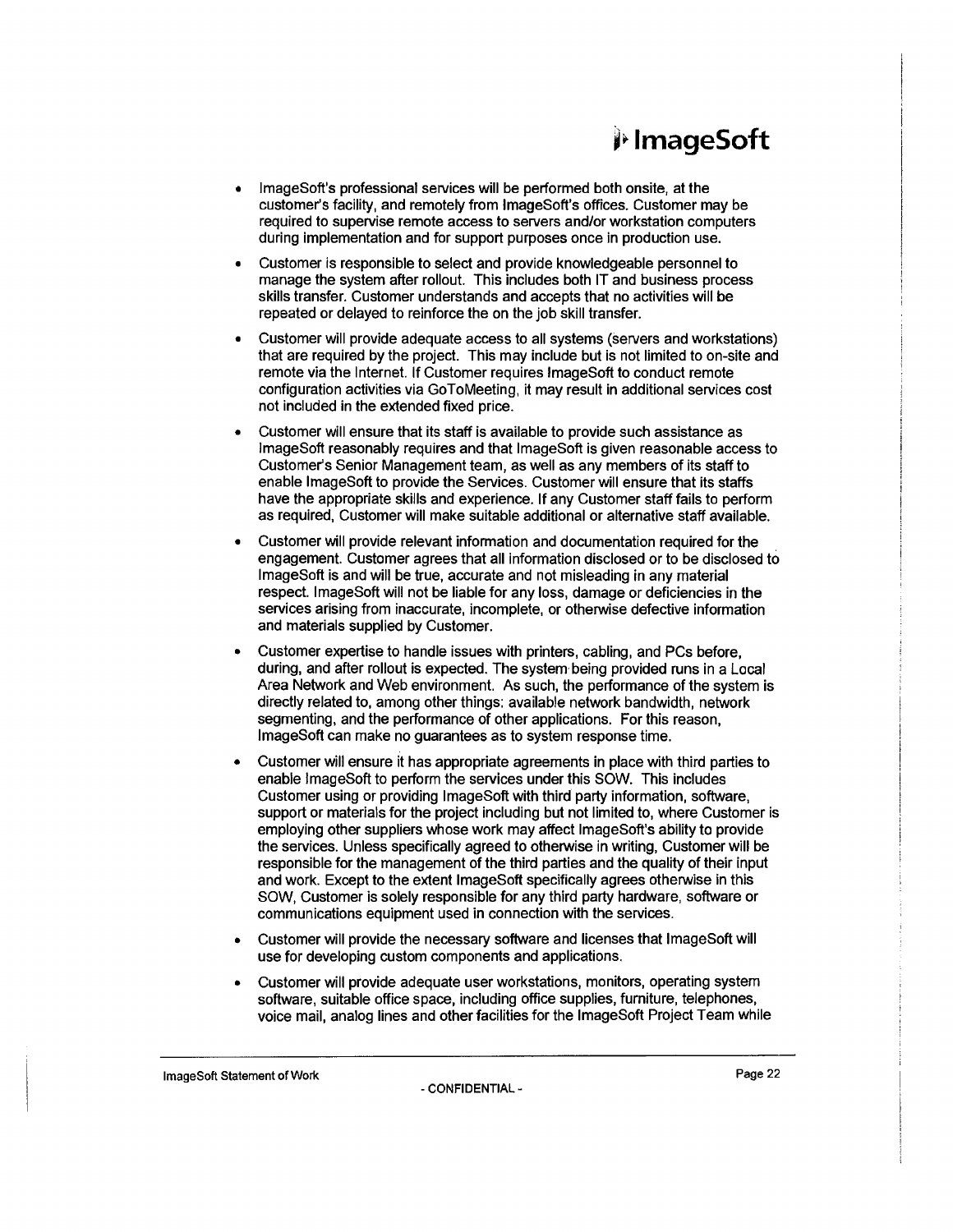- ImageSoft's professional services will be performed both onsite, at the customer's facility, and remotely from ImageSoft's offices. Customer may be required to supervise remote access to servers and/or workstation computers during implementation and for support purposes once in production use.

- Customer is responsible to select and provide knowledgeable personnel to manage the system after rollout. This includes both IT and business process skills transfer. Customer understands and accepts that no activities will be repeated or delayed to reinforce the on the job skill transfer.

- Customer will provide adequate access to all systems (servers and workstations) that are required by the project. This may include but is not limited to on-site and remote via the Internet. If Customer requires ImageSoft to conduct remote configuration activities via GoToMeeting, it may result in additional services cost not included in the extended fixed price.

- Customer will ensure that its staff is available to provide such assistance as ImageSoft reasonably requires and that ImageSoft is given reasonable access to Customer's Senior Management team, as well as any members of its staff to enable ImageSoft to provide the Services. Customer will ensure that its staffs have the appropriate skills and experience. If any Customer staff fails to perform as required, Customer will make suitable additional or alternative staff available.

- Customer will provide relevant information and documentation required for the engagement. Customer agrees that all information disclosed or to be disclosed to ImageSoft is and will be true, accurate and not misleading in any material respect. ImageSoft will not be liable for any loss, damage or deficiencies in the services arising from inaccurate, incomplete, or otherwise defective information and materials supplied by Customer.

- Customer expertise to handle issues with printers, cabling, and PCs before, during, and after rollout is expected. The system being provided runs in a Local Area Network and Web environment. As such, the performance of the system is directly related to, among other things: available network bandwidth, network segmenting, and the performance of other applications. For this reason, ImageSoft can make no guarantees as to system response time.

- Customer will ensure it has appropriate agreements in place with third parties to enable ImageSoft to perform the services under this SOW. This includes Customer using or providing ImageSoft with third party information, software, support or materials for the project including but not limited to, where Customer is employing other suppliers whose work may affect ImageSoft's ability to provide the services. Unless specifically agreed to otherwise in writing, Customer will be responsible for the management of the third parties and the quality of their input and work. Except to the extent ImageSoft specifically agrees otherwise in this SOW, Customer is solely responsible for any third party hardware, software or communications equipment used in connection with the services.

- Customer will provide the necessary software and licenses that ImageSoft will use for developing custom components and applications.

- Customer will provide adequate user workstations, monitors, operating system software, suitable office space, including office supplies, furniture, telephones, voice mail, analog lines and other facilities for the ImageSoft Project Team while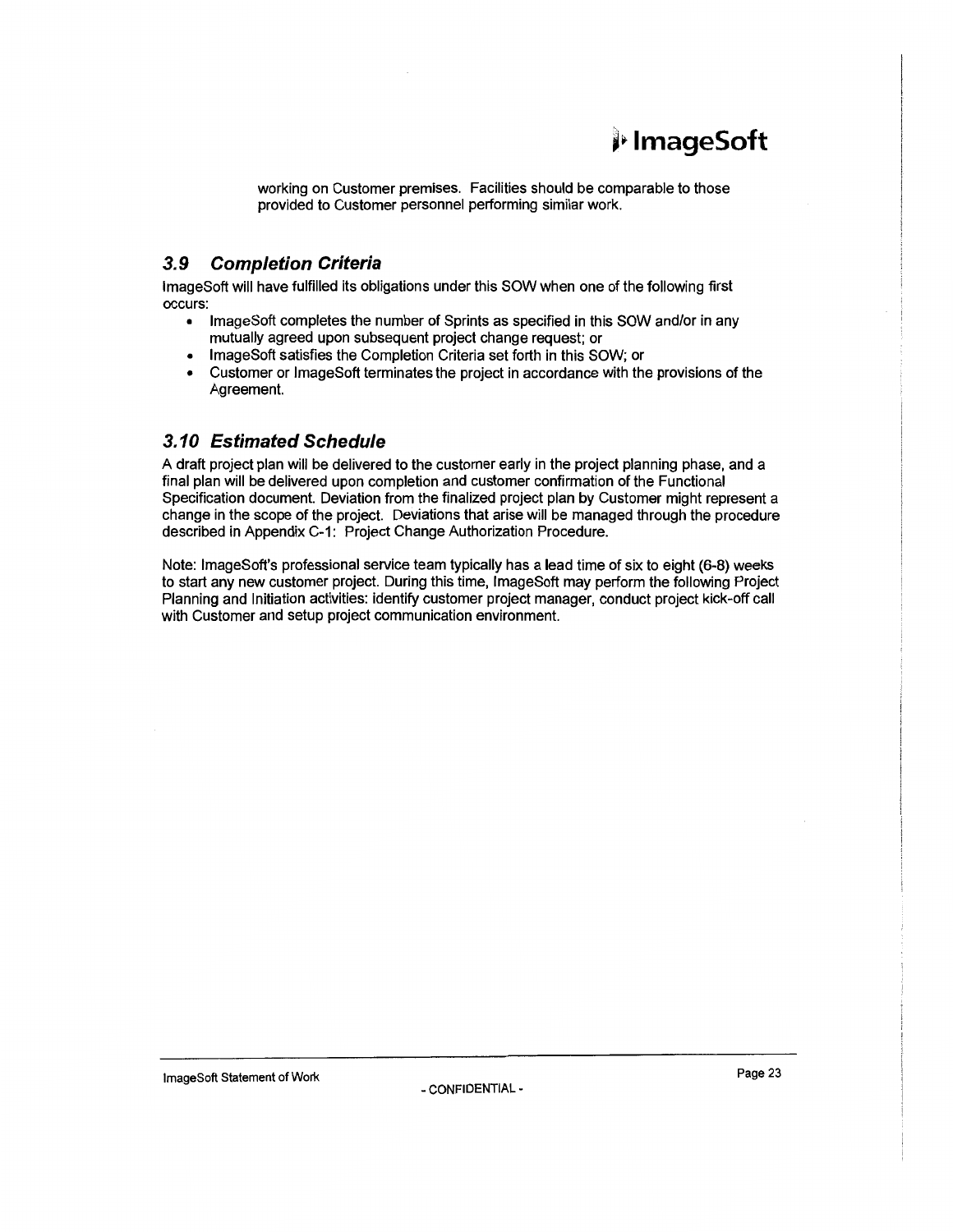working on Customer premises. Facilities should be comparable to those provided to Customer personnel performing similar work.

## *3.9 Completion Criteria*

ImageSoft will have fulfilled its obligations under this SOW when one of the following first occurs:

- ImageSoft completes the number of Sprints as specified in this SOW and/or in any mutually agreed upon subsequent project change request; or
- ImageSoft satisfies the Completion Criteria set forth in this SOW; or
- Customer or ImageSoft terminates the project in accordance with the provisions of the Agreement.

## *3.10 Estimated Schedule*

A draft project plan will be delivered to the customer early in the project planning phase, and a final plan will be delivered upon completion and customer confirmation of the Functional Specification document. Deviation from the finalized project plan by Customer might represent a change in the scope of the project. Deviations that arise will be managed through the procedure described in Appendix C-1: Project Change Authorization Procedure.

Note: ImageSoft's professional service team typically has a lead time of six to eight (6-8) weeks to start any new customer project. During this time, ImageSoft may perform the following Project Planning and Initiation activities: identify customer project manager, conduct project kick-off call with Customer and setup project communication environment.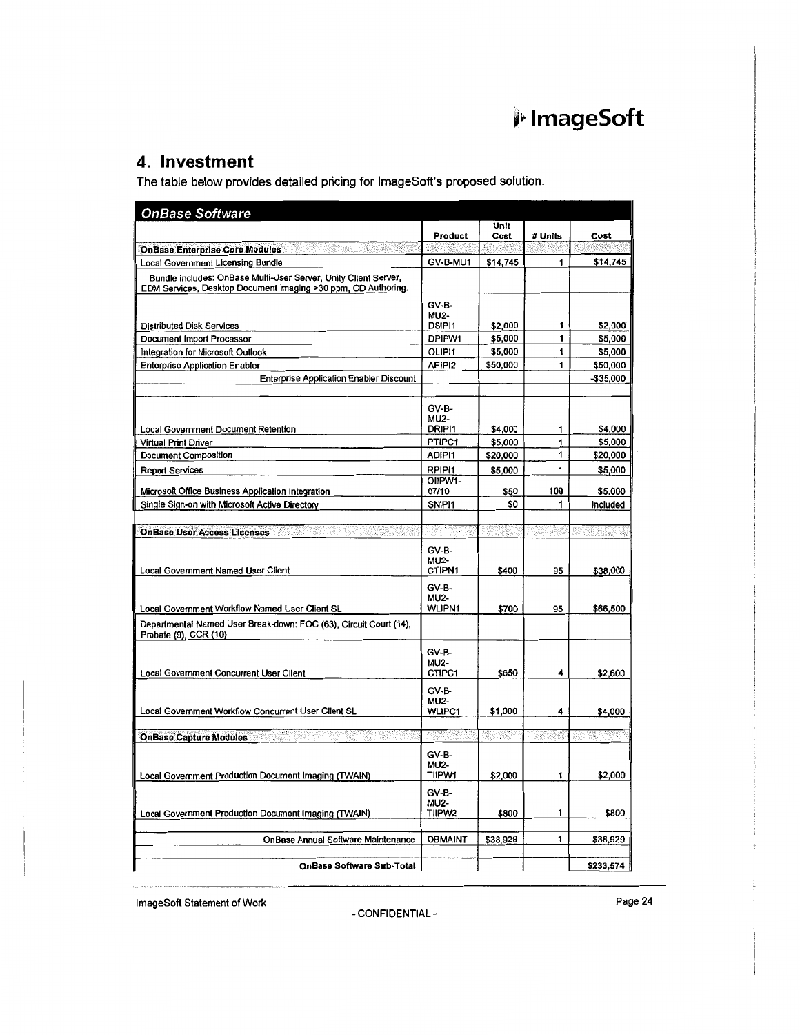## 4. Investment

The table below provides detailed pricing for ImageSoft's proposed solution.

| *OnBase Software* | | | | |
|---|---|---|---|---|
| | Product | Unit Cost | # Units | Cost |
| **OnBase Enterprise Core Modules** | | | | |
| Local Government Licensing Bundle | GV-B-MU1 | $14,745 | 1 | $14,745 |
| Bundle includes: OnBase Multi-User Server, Unity Client Server, EDM Services, Desktop Document Imaging >30 ppm, CD Authoring. | | | | |
| Distributed Disk Services | GV-B-MU2-DSIPI1 | $2,000 | 1 | $2,000 |
| Document Import Processor | DPIPW1 | $5,000 | 1 | $5,000 |
| Integration for Microsoft Outlook | OLIPI1 | $5,000 | 1 | $5,000 |
| Enterprise Application Enabler | AEIPI2 | $50,000 | 1 | $50,000 |
| Enterprise Application Enabler Discount | | | | -$35,000 |
| | | | | |
| Local Government Document Retention | GV-B-MU2-DRIPI1 | $4,000 | 1 | $4,000 |
| Virtual Print Driver | PTIPC1 | $5,000 | 1 | $5,000 |
| Document Composition | ADIPI1 | $20,000 | 1 | $20,000 |
| Report Services | RPIPI1 | $5,000 | 1 | $5,000 |
| Microsoft Office Business Application Integration | OIIPW1-07/10 | $50 | 100 | $5,000 |
| Single Sign-on with Microsoft Active Directory | SNIPI1 | $0 | 1 | Included |
| | | | | |
| **OnBase User Access Licenses** | | | | |
| Local Government Named User Client | GV-B-MU2-CTIPN1 | $400 | 95 | $38,000 |
| Local Government Workflow Named User Client SL | GV-B-MU2-WLIPN1 | $700 | 95 | $66,500 |
| Departmental Named User Break-down: FOC (63), Circuit Court (14), Probate (9), CCR (10) | | | | |
| Local Government Concurrent User Client | GV-B-MU2-CTIPC1 | $650 | 4 | $2,600 |
| Local Government Workflow Concurrent User Client SL | GV-B-MU2-WLIPC1 | $1,000 | 4 | $4,000 |
| | | | | |
| **OnBase Capture Modules** | | | | |
| Local Government Production Document Imaging (TWAIN) | GV-B-MU2-TIIPW1 | $2,000 | 1 | $2,000 |
| Local Government Production Document Imaging (TWAIN) | GV-B-MU2-TIIPW2 | $800 | 1 | $800 |
| | | | | |
| OnBase Annual Software Maintenance | OBMAINT | $38,929 | 1 | $38,929 |
| | | | | |
| **OnBase Software Sub-Total** | | | | **$233,574** |

ImageSoft Statement of Work

- CONFIDENTIAL -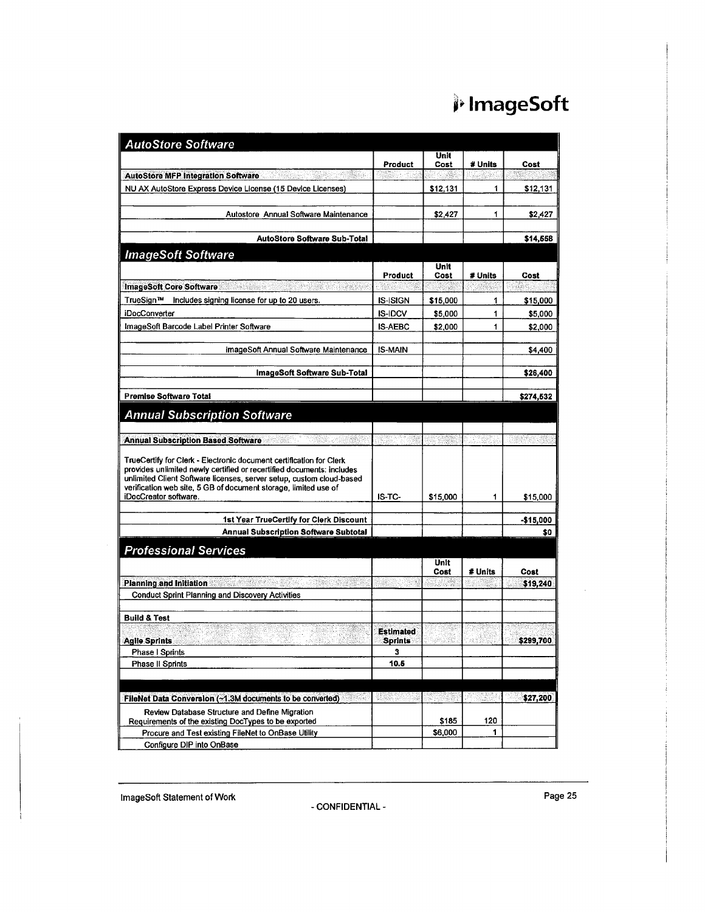## AutoStore Software

| | Product | Unit Cost | # Units | Cost |
|---|---|---|---|---|
| **AutoStore MFP Integration Software** | | | | |
| NU AX AutoStore Express Device License (15 Device Licenses) | | $12,131 | 1 | $12,131 |
| | | | | |
| Autostore Annual Software Maintenance | | $2,427 | 1 | $2,427 |
| | | | | |
| **AutoStore Software Sub-Total** | | | | **$14,558** |

## ImageSoft Software

| | Product | Unit Cost | # Units | Cost |
|---|---|---|---|---|
| **ImageSoft Core Software** | | | | |
| TrueSign™ Includes signing license for up to 20 users. | IS-ISIGN | $15,000 | 1 | $15,000 |
| iDocConverter | IS-IDCV | $5,000 | 1 | $5,000 |
| ImageSoft Barcode Label Printer Software | IS-AEBC | $2,000 | 1 | $2,000 |
| | | | | |
| ImageSoft Annual Software Maintenance | IS-MAIN | | | $4,400 |
| | | | | |
| **ImageSoft Software Sub-Total** | | | | **$26,400** |
| | | | | |
| **Premise Software Total** | | | | **$274,532** |

## Annual Subscription Software

| | Product | Unit Cost | # Units | Cost |
|---|---|---|---|---|
| **Annual Subscription Based Software** | | | | |
| TrueCertify for Clerk - Electronic document certification for Clerk provides unlimited newly certified or recertified documents: includes unlimited Client Software licenses, server setup, custom cloud-based verification web site, 5 GB of document storage, limited use of iDocCreator software. | IS-TC- | $15,000 | 1 | $15,000 |
| | | | | |
| **1st Year TrueCertify for Clerk Discount** | | | | **-$15,000** |
| **Annual Subscription Software Subtotal** | | | | **$0** |

## Professional Services

| | | Unit Cost | # Units | Cost |
|---|---|---|---|---|
| **Planning and Initiation** | | | | **$19,240** |
| Conduct Sprint Planning and Discovery Activities | | | | |
| | | | | |
| **Build & Test** | | | | |
| **Agile Sprints** | **Estimated Sprints** | | | **$299,700** |
| Phase I Sprints | 3 | | | |
| Phase II Sprints | 10.5 | | | |
| | | | | |
| | | | | |
| **FileNet Data Conversion (~1.3M documents to be converted)** | | | | **$27,200** |
| Review Database Structure and Define Migration Requirements of the existing DocTypes to be exported | | $185 | 120 | |
| Procure and Test existing FileNet to OnBase Utility | | $6,000 | 1 | |
| Configure DIP into OnBase | | | | |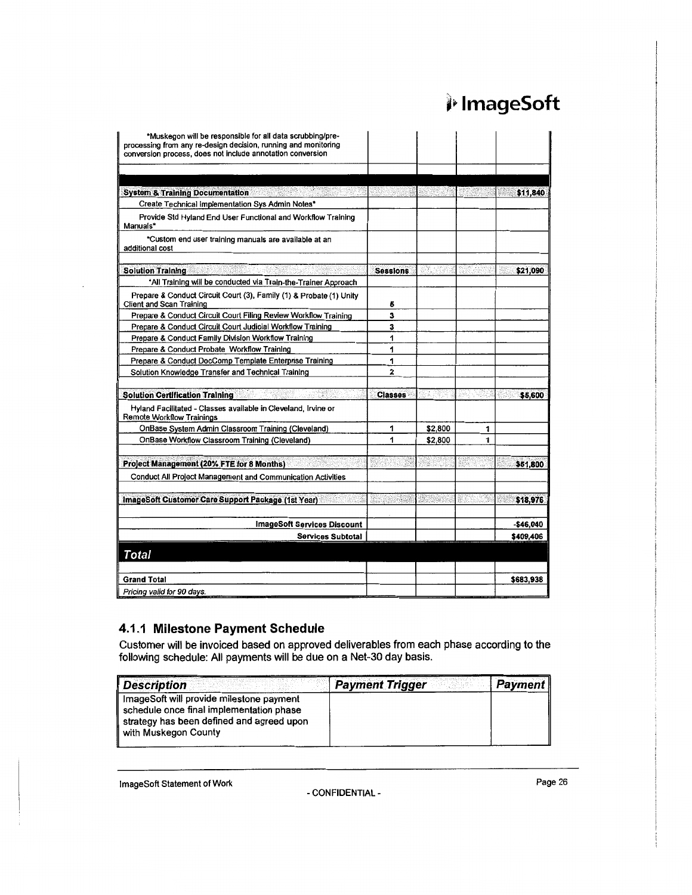| | | | | |
|---|---|---|---|---|
| *Muskegon will be responsible for all data scrubbing/pre-processing from any re-design decision, running and monitoring conversion process, does not include annotation conversion | | | | |
| | | | | |
| | | | | |
| **System & Training Documentation** | | | | **$11,840** |
| Create Technical Implementation Sys Admin Notes* | | | | |
| Provide Std Hyland End User Functional and Workflow Training Manuals* | | | | |
| *Custom end user training manuals are available at an additional cost | | | | |
| | | | | |
| **Solution Training** | **Sessions** | | | **$21,090** |
| *All Training will be conducted via Train-the-Trainer Approach | | | | |
| Prepare & Conduct Circuit Court (3), Family (1) & Probate (1) Unity Client and Scan Training | 5 | | | |
| Prepare & Conduct Circuit Court Filing Review Workflow Training | 3 | | | |
| Prepare & Conduct Circuit Court Judicial Workflow Training | 3 | | | |
| Prepare & Conduct Family Division Workflow Training | 1 | | | |
| Prepare & Conduct Probate Workflow Training | 1 | | | |
| Prepare & Conduct DocComp Template Enterprise Training | 1 | | | |
| Solution Knowledge Transfer and Technical Training | 2 | | | |
| | | | | |
| **Solution Certification Training** | **Classes** | | | **$5,600** |
| Hyland Facilitated - Classes available in Cleveland, Irvine or Remote Workflow Trainings | | | | |
| OnBase System Admin Classroom Training (Cleveland) | 1 | $2,800 | 1 | |
| OnBase Workflow Classroom Training (Cleveland) | 1 | $2,800 | 1 | |
| | | | | |
| **Project Management (20% FTE for 8 Months)** | | | | **$51,800** |
| Conduct All Project Management and Communication Activities | | | | |
| | | | | |
| **ImageSoft Customer Care Support Package (1st Year)** | | | | **$18,976** |
| | | | | |
| **ImageSoft Services Discount** | | | | -$46,040 |
| **Services Subtotal** | | | | $409,406 |
| ***Total*** | | | | |
| | | | | |
| **Grand Total** | | | | $683,938 |
| *Pricing valid for 90 days.* | | | | |

### 4.1.1 Milestone Payment Schedule

Customer will be invoiced based on approved deliverables from each phase according to the following schedule: All payments will be due on a Net-30 day basis.

| *Description* | *Payment Trigger* | *Payment* |
|---|---|---|
| ImageSoft will provide milestone payment schedule once final implementation phase strategy has been defined and agreed upon with Muskegon County | | |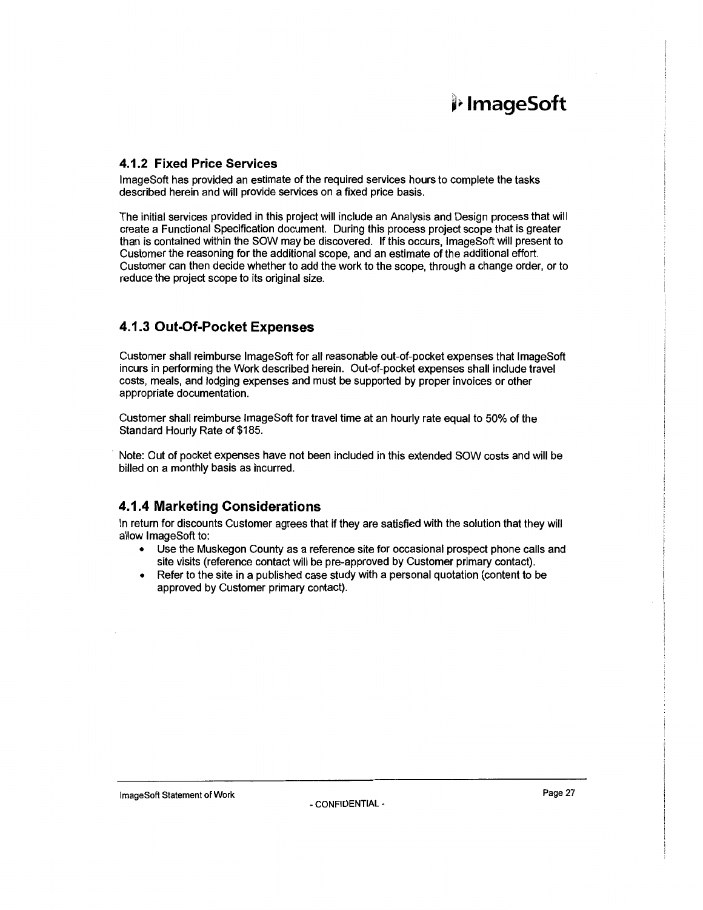### 4.1.2 Fixed Price Services

ImageSoft has provided an estimate of the required services hours to complete the tasks described herein and will provide services on a fixed price basis.

The initial services provided in this project will include an Analysis and Design process that will create a Functional Specification document. During this process project scope that is greater than is contained within the SOW may be discovered. If this occurs, ImageSoft will present to Customer the reasoning for the additional scope, and an estimate of the additional effort. Customer can then decide whether to add the work to the scope, through a change order, or to reduce the project scope to its original size.

### 4.1.3 Out-Of-Pocket Expenses

Customer shall reimburse ImageSoft for all reasonable out-of-pocket expenses that ImageSoft incurs in performing the Work described herein. Out-of-pocket expenses shall include travel costs, meals, and lodging expenses and must be supported by proper invoices or other appropriate documentation.

Customer shall reimburse ImageSoft for travel time at an hourly rate equal to 50% of the Standard Hourly Rate of $185.

Note: Out of pocket expenses have not been included in this extended SOW costs and will be billed on a monthly basis as incurred.

### 4.1.4 Marketing Considerations

In return for discounts Customer agrees that if they are satisfied with the solution that they will allow ImageSoft to:

- Use the Muskegon County as a reference site for occasional prospect phone calls and site visits (reference contact will be pre-approved by Customer primary contact).
- Refer to the site in a published case study with a personal quotation (content to be approved by Customer primary contact).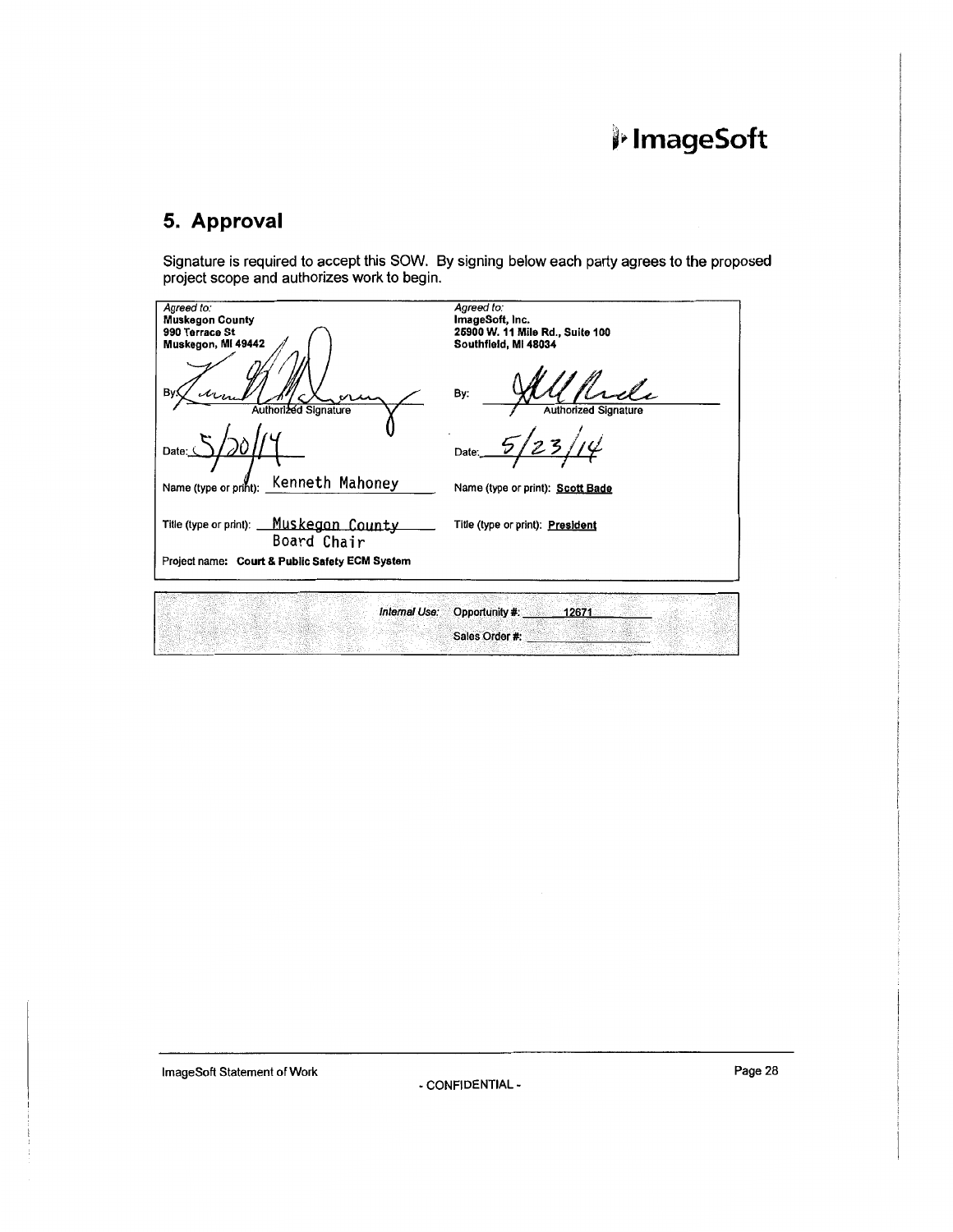# ImageSoft

## 5. Approval

Signature is required to accept this SOW. By signing below each party agrees to the proposed project scope and authorizes work to begin.

| *Agreed to:*<br>**Muskegon County**<br>**990 Terrace St**<br>**Muskegon, MI 49442** | *Agreed to:*<br>**ImageSoft, Inc.**<br>**25900 W. 11 Mile Rd., Suite 100**<br>**Southfield, MI 48034** |
|---|---|
| By: [signature]<br>Authorized Signature | By: [signature]<br>Authorized Signature |
| Date: 5/20/14 | Date: 5/23/14 |
| Name (type or print): Kenneth Mahoney | Name (type or print): **Scott Bade** |
| Title (type or print): Muskegon County Board Chair | Title (type or print): **President** |
| Project name: **Court & Public Safety ECM System** | |

| *Internal Use:* | Opportunity #: 12671 |
|---|---|
| | Sales Order #: |

ImageSoft Statement of Work

- CONFIDENTIAL -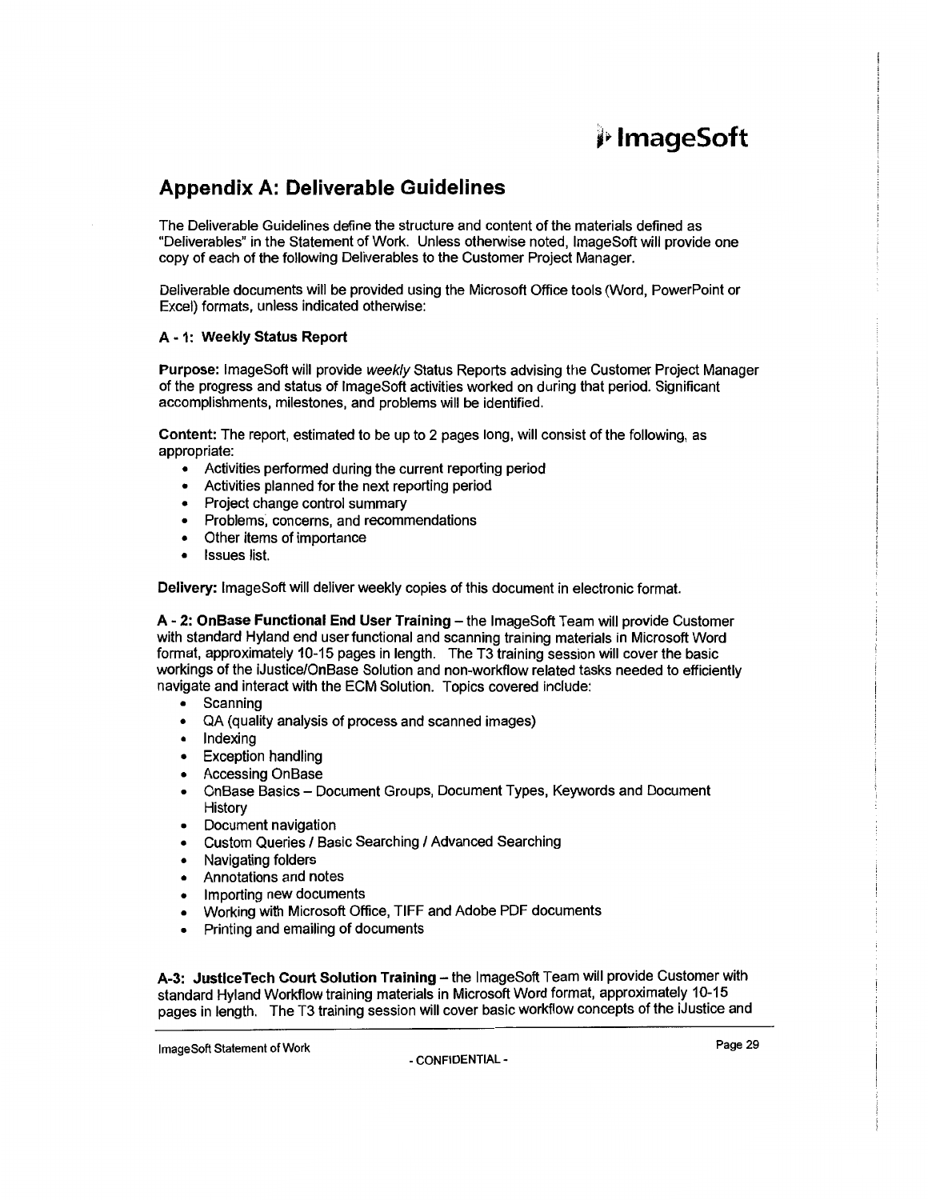## Appendix A: Deliverable Guidelines

The Deliverable Guidelines define the structure and content of the materials defined as "Deliverables" in the Statement of Work. Unless otherwise noted, ImageSoft will provide one copy of each of the following Deliverables to the Customer Project Manager.

Deliverable documents will be provided using the Microsoft Office tools (Word, PowerPoint or Excel) formats, unless indicated otherwise:

**A - 1: Weekly Status Report**

**Purpose:** ImageSoft will provide *weekly* Status Reports advising the Customer Project Manager of the progress and status of ImageSoft activities worked on during that period. Significant accomplishments, milestones, and problems will be identified.

**Content:** The report, estimated to be up to 2 pages long, will consist of the following, as appropriate:

- Activities performed during the current reporting period
- Activities planned for the next reporting period
- Project change control summary
- Problems, concerns, and recommendations
- Other items of importance
- Issues list.

**Delivery:** ImageSoft will deliver weekly copies of this document in electronic format.

**A - 2: OnBase Functional End User Training** – the ImageSoft Team will provide Customer with standard Hyland end user functional and scanning training materials in Microsoft Word format, approximately 10-15 pages in length. The T3 training session will cover the basic workings of the iJustice/OnBase Solution and non-workflow related tasks needed to efficiently navigate and interact with the ECM Solution. Topics covered include:

- Scanning
- QA (quality analysis of process and scanned images)
- Indexing
- Exception handling
- Accessing OnBase
- OnBase Basics – Document Groups, Document Types, Keywords and Document History
- Document navigation
- Custom Queries / Basic Searching / Advanced Searching
- Navigating folders
- Annotations and notes
- Importing new documents
- Working with Microsoft Office, TIFF and Adobe PDF documents
- Printing and emailing of documents

**A-3: JusticeTech Court Solution Training** – the ImageSoft Team will provide Customer with standard Hyland Workflow training materials in Microsoft Word format, approximately 10-15 pages in length. The T3 training session will cover basic workflow concepts of the iJustice and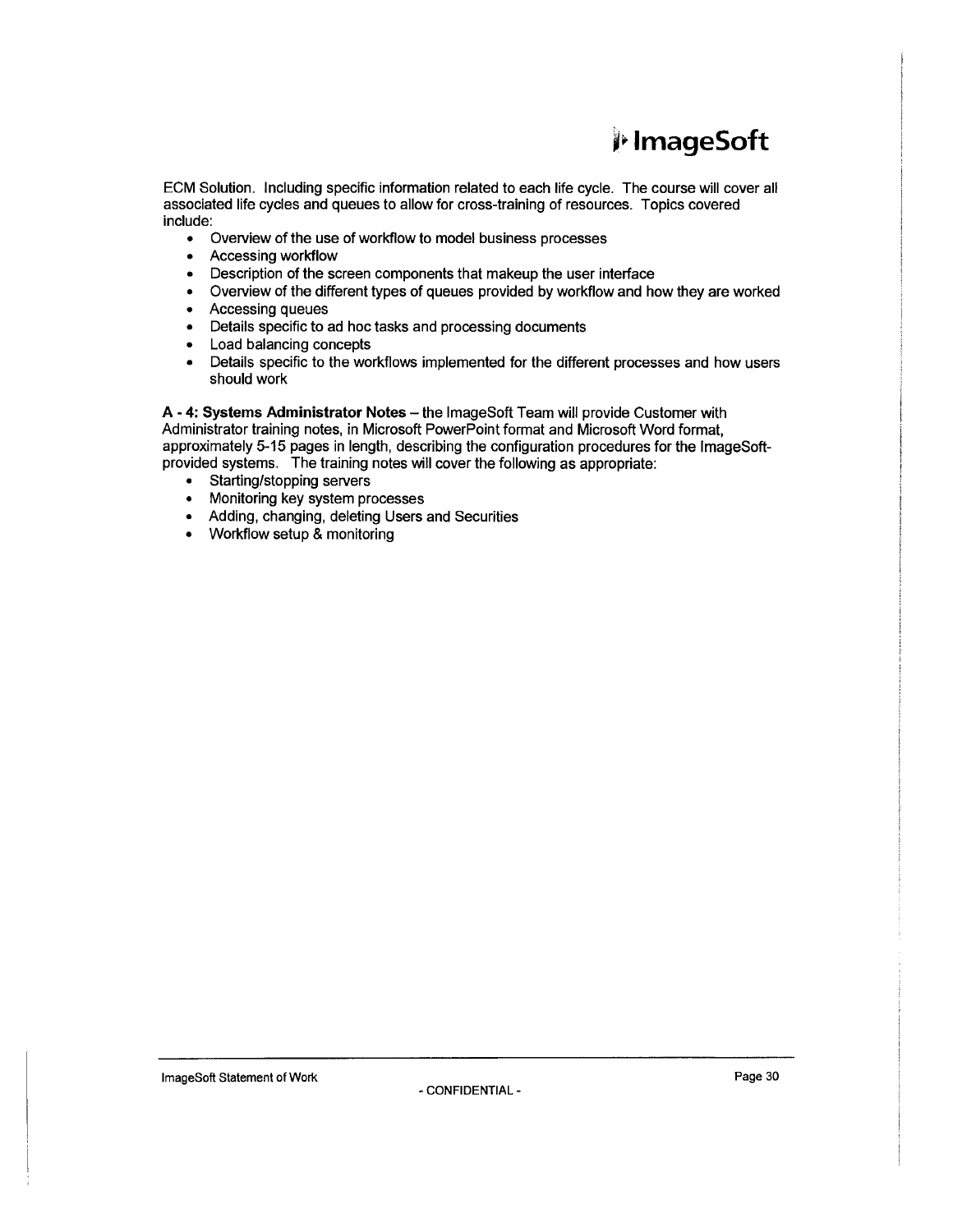ECM Solution. Including specific information related to each life cycle. The course will cover all associated life cycles and queues to allow for cross-training of resources. Topics covered include:

- Overview of the use of workflow to model business processes
- Accessing workflow
- Description of the screen components that makeup the user interface
- Overview of the different types of queues provided by workflow and how they are worked
- Accessing queues
- Details specific to ad hoc tasks and processing documents
- Load balancing concepts
- Details specific to the workflows implemented for the different processes and how users should work

**A - 4: Systems Administrator Notes** – the ImageSoft Team will provide Customer with Administrator training notes, in Microsoft PowerPoint format and Microsoft Word format, approximately 5-15 pages in length, describing the configuration procedures for the ImageSoft-provided systems. The training notes will cover the following as appropriate:

- Starting/stopping servers
- Monitoring key system processes
- Adding, changing, deleting Users and Securities
- Workflow setup & monitoring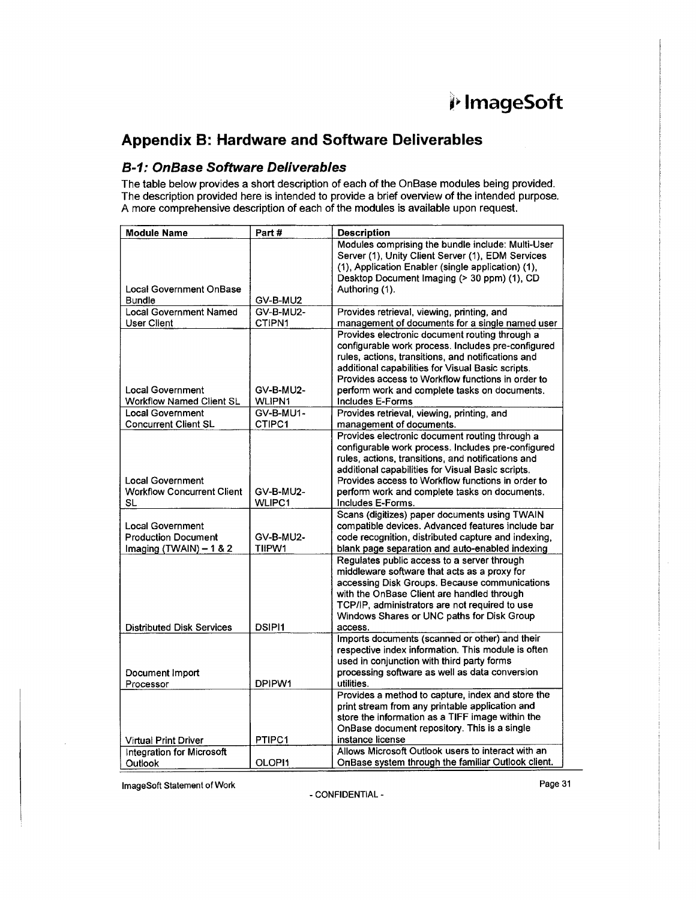## Appendix B: Hardware and Software Deliverables

### *B-1: OnBase Software Deliverables*

The table below provides a short description of each of the OnBase modules being provided. The description provided here is intended to provide a brief overview of the intended purpose. A more comprehensive description of each of the modules is available upon request.

| Module Name | Part # | Description |
|---|---|---|
| Local Government OnBase Bundle | GV-B-MU2 | Modules comprising the bundle include: Multi-User Server (1), Unity Client Server (1), EDM Services (1), Application Enabler (single application) (1), Desktop Document Imaging (> 30 ppm) (1), CD Authoring (1). |
| Local Government Named User Client | GV-B-MU2-CTIPN1 | Provides retrieval, viewing, printing, and management of documents for a single named user |
| Local Government Workflow Named Client SL | GV-B-MU2-WLIPN1 | Provides electronic document routing through a configurable work process. Includes pre-configured rules, actions, transitions, and notifications and additional capabilities for Visual Basic scripts. Provides access to Workflow functions in order to perform work and complete tasks on documents. Includes E-Forms |
| Local Government Concurrent Client SL | GV-B-MU1-CTIPC1 | Provides retrieval, viewing, printing, and management of documents. |
| Local Government Workflow Concurrent Client SL | GV-B-MU2-WLIPC1 | Provides electronic document routing through a configurable work process. Includes pre-configured rules, actions, transitions, and notifications and additional capabilities for Visual Basic scripts. Provides access to Workflow functions in order to perform work and complete tasks on documents. Includes E-Forms. |
| Local Government Production Document Imaging (TWAIN) – 1 & 2 | GV-B-MU2-TIIPW1 | Scans (digitizes) paper documents using TWAIN compatible devices. Advanced features include bar code recognition, distributed capture and indexing, blank page separation and auto-enabled indexing |
| Distributed Disk Services | DSIPI1 | Regulates public access to a server through middleware software that acts as a proxy for accessing Disk Groups. Because communications with the OnBase Client are handled through TCP/IP, administrators are not required to use Windows Shares or UNC paths for Disk Group access. |
| Document Import Processor | DPIPW1 | Imports documents (scanned or other) and their respective index information. This module is often used in conjunction with third party forms processing software as well as data conversion utilities. |
| Virtual Print Driver | PTIPC1 | Provides a method to capture, index and store the print stream from any printable application and store the information as a TIFF image within the OnBase document repository. This is a single instance license |
| Integration for Microsoft Outlook | OLOPI1 | Allows Microsoft Outlook users to interact with an OnBase system through the familiar Outlook client. |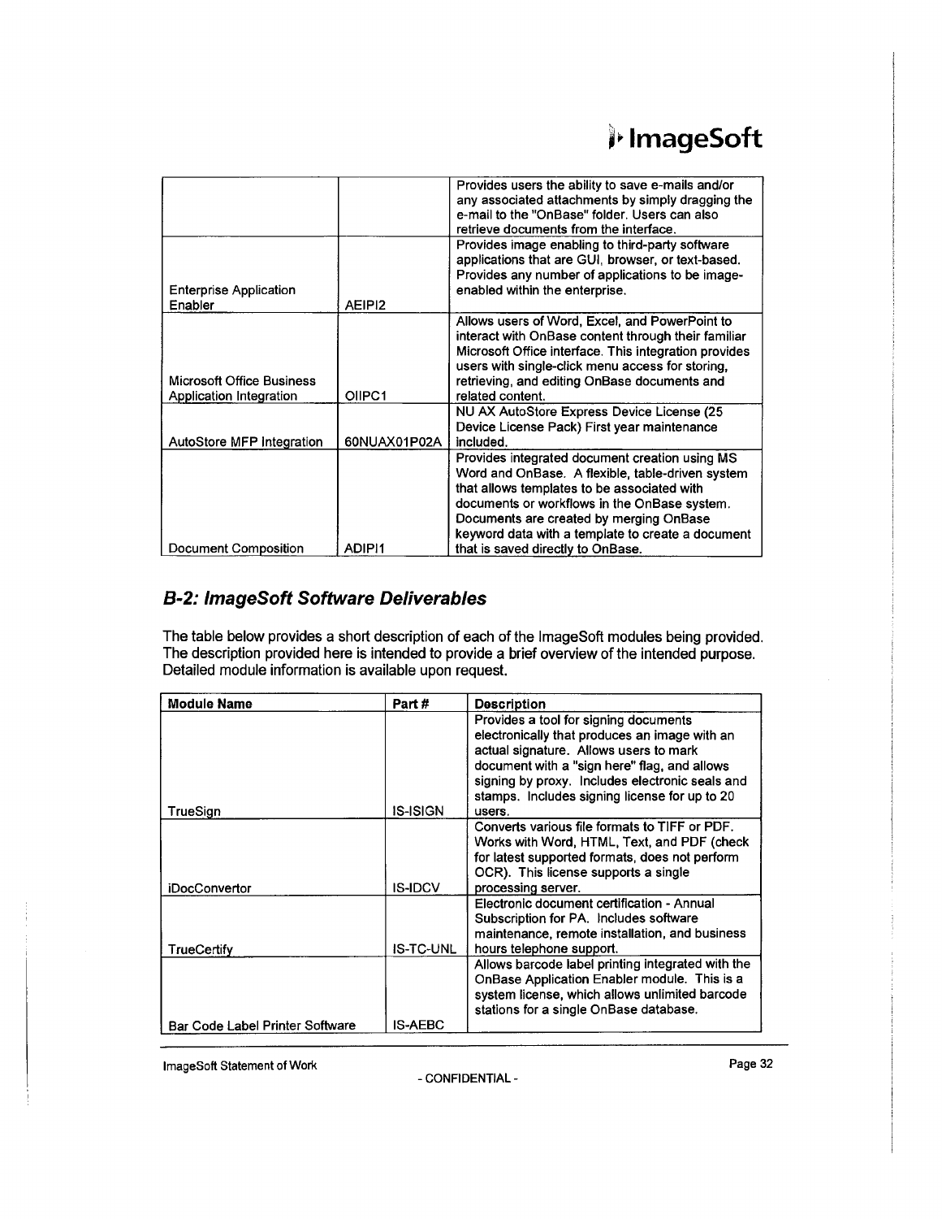| | | |
|---|---|---|
| | | Provides users the ability to save e-mails and/or any associated attachments by simply dragging the e-mail to the "OnBase" folder. Users can also retrieve documents from the interface. |
| Enterprise Application Enabler | AEIPI2 | Provides image enabling to third-party software applications that are GUI, browser, or text-based. Provides any number of applications to be image-enabled within the enterprise. |
| Microsoft Office Business Application Integration | OIIPC1 | Allows users of Word, Excel, and PowerPoint to interact with OnBase content through their familiar Microsoft Office interface. This integration provides users with single-click menu access for storing, retrieving, and editing OnBase documents and related content. |
| AutoStore MFP Integration | 60NUAX01P02A | NU AX AutoStore Express Device License (25 Device License Pack) First year maintenance included. |
| Document Composition | ADIPI1 | Provides integrated document creation using MS Word and OnBase. A flexible, table-driven system that allows templates to be associated with documents or workflows in the OnBase system. Documents are created by merging OnBase keyword data with a template to create a document that is saved directly to OnBase. |

## *B-2: ImageSoft Software Deliverables*

The table below provides a short description of each of the ImageSoft modules being provided. The description provided here is intended to provide a brief overview of the intended purpose. Detailed module information is available upon request.

| Module Name | Part # | Description |
|---|---|---|
| TrueSign | IS-ISIGN | Provides a tool for signing documents electronically that produces an image with an actual signature. Allows users to mark document with a "sign here" flag, and allows signing by proxy. Includes electronic seals and stamps. Includes signing license for up to 20 users. |
| iDocConvertor | IS-IDCV | Converts various file formats to TIFF or PDF. Works with Word, HTML, Text, and PDF (check for latest supported formats, does not perform OCR). This license supports a single processing server. |
| TrueCertify | IS-TC-UNL | Electronic document certification - Annual Subscription for PA. Includes software maintenance, remote installation, and business hours telephone support. |
| Bar Code Label Printer Software | IS-AEBC | Allows barcode label printing integrated with the OnBase Application Enabler module. This is a system license, which allows unlimited barcode stations for a single OnBase database. |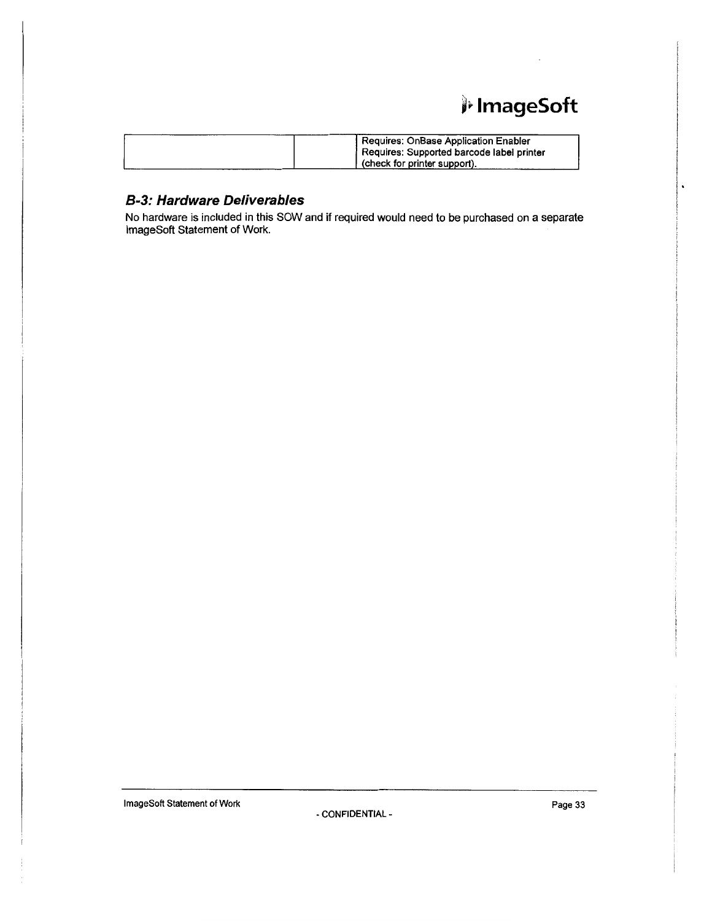| | | |
|---|---|---|
| | | Requires: OnBase Application Enabler<br>Requires: Supported barcode label printer (check for printer support). |

### *B-3: Hardware Deliverables*

No hardware is included in this SOW and if required would need to be purchased on a separate ImageSoft Statement of Work.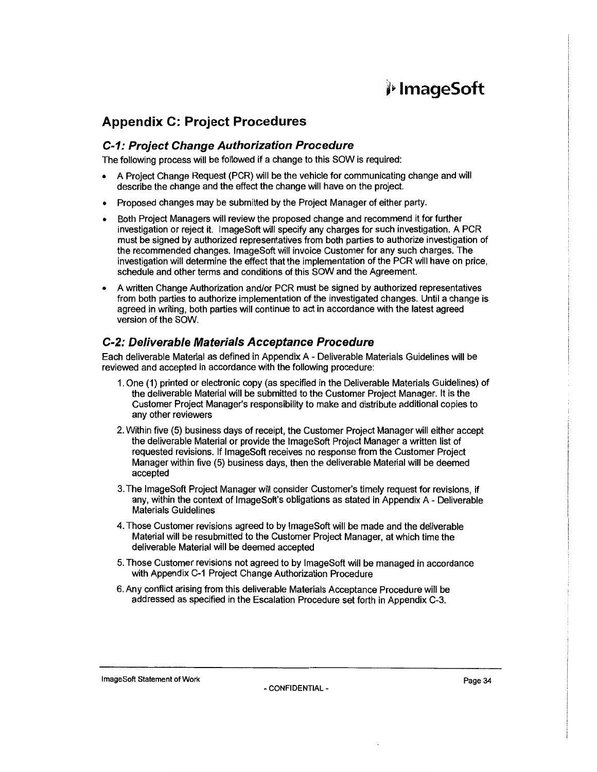## Appendix C: Project Procedures

### *C-1: Project Change Authorization Procedure*

The following process will be followed if a change to this SOW is required:

- A Project Change Request (PCR) will be the vehicle for communicating change and will describe the change and the effect the change will have on the project.
- Proposed changes may be submitted by the Project Manager of either party.
- Both Project Managers will review the proposed change and recommend it for further investigation or reject it. ImageSoft will specify any charges for such investigation. A PCR must be signed by authorized representatives from both parties to authorize investigation of the recommended changes. ImageSoft will invoice Customer for any such charges. The investigation will determine the effect that the implementation of the PCR will have on price, schedule and other terms and conditions of this SOW and the Agreement.
- A written Change Authorization and/or PCR must be signed by authorized representatives from both parties to authorize implementation of the investigated changes. Until a change is agreed in writing, both parties will continue to act in accordance with the latest agreed version of the SOW.

### *C-2: Deliverable Materials Acceptance Procedure*

Each deliverable Material as defined in Appendix A - Deliverable Materials Guidelines will be reviewed and accepted in accordance with the following procedure:

1. One (1) printed or electronic copy (as specified in the Deliverable Materials Guidelines) of the deliverable Material will be submitted to the Customer Project Manager. It is the Customer Project Manager's responsibility to make and distribute additional copies to any other reviewers
2. Within five (5) business days of receipt, the Customer Project Manager will either accept the deliverable Material or provide the ImageSoft Project Manager a written list of requested revisions. If ImageSoft receives no response from the Customer Project Manager within five (5) business days, then the deliverable Material will be deemed accepted
3. The ImageSoft Project Manager will consider Customer's timely request for revisions, if any, within the context of ImageSoft's obligations as stated in Appendix A - Deliverable Materials Guidelines
4. Those Customer revisions agreed to by ImageSoft will be made and the deliverable Material will be resubmitted to the Customer Project Manager, at which time the deliverable Material will be deemed accepted
5. Those Customer revisions not agreed to by ImageSoft will be managed in accordance with Appendix C-1 Project Change Authorization Procedure
6. Any conflict arising from this deliverable Materials Acceptance Procedure will be addressed as specified in the Escalation Procedure set forth in Appendix C-3.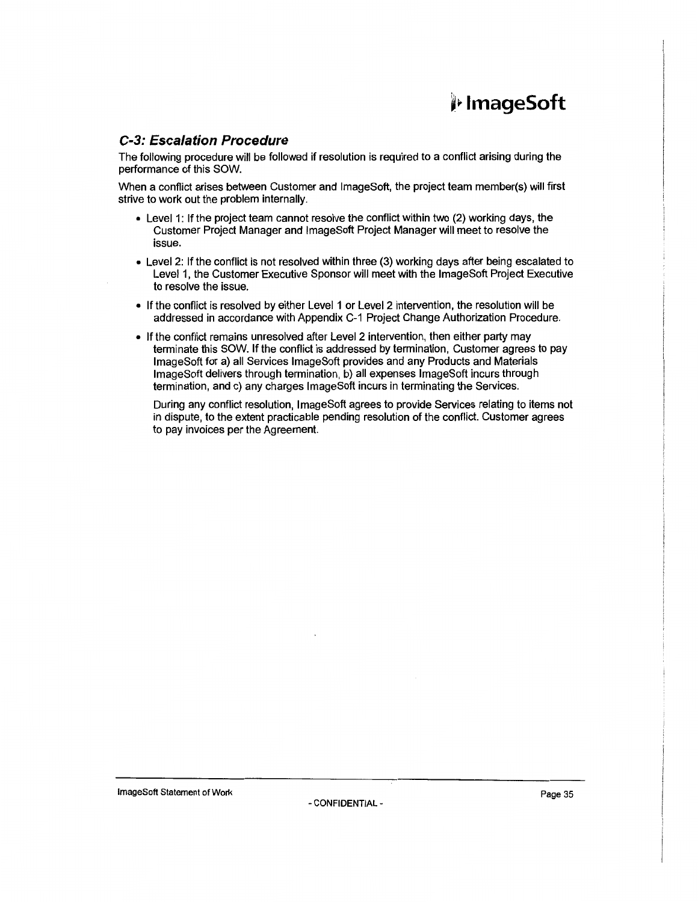## *C-3: Escalation Procedure*

The following procedure will be followed if resolution is required to a conflict arising during the performance of this SOW.

When a conflict arises between Customer and ImageSoft, the project team member(s) will first strive to work out the problem internally.

- Level 1: If the project team cannot resolve the conflict within two (2) working days, the Customer Project Manager and ImageSoft Project Manager will meet to resolve the issue.
- Level 2: If the conflict is not resolved within three (3) working days after being escalated to Level 1, the Customer Executive Sponsor will meet with the ImageSoft Project Executive to resolve the issue.
- If the conflict is resolved by either Level 1 or Level 2 intervention, the resolution will be addressed in accordance with Appendix C-1 Project Change Authorization Procedure.
- If the conflict remains unresolved after Level 2 intervention, then either party may terminate this SOW. If the conflict is addressed by termination, Customer agrees to pay ImageSoft for a) all Services ImageSoft provides and any Products and Materials ImageSoft delivers through termination, b) all expenses ImageSoft incurs through termination, and c) any charges ImageSoft incurs in terminating the Services.

  During any conflict resolution, ImageSoft agrees to provide Services relating to items not in dispute, to the extent practicable pending resolution of the conflict. Customer agrees to pay invoices per the Agreement.